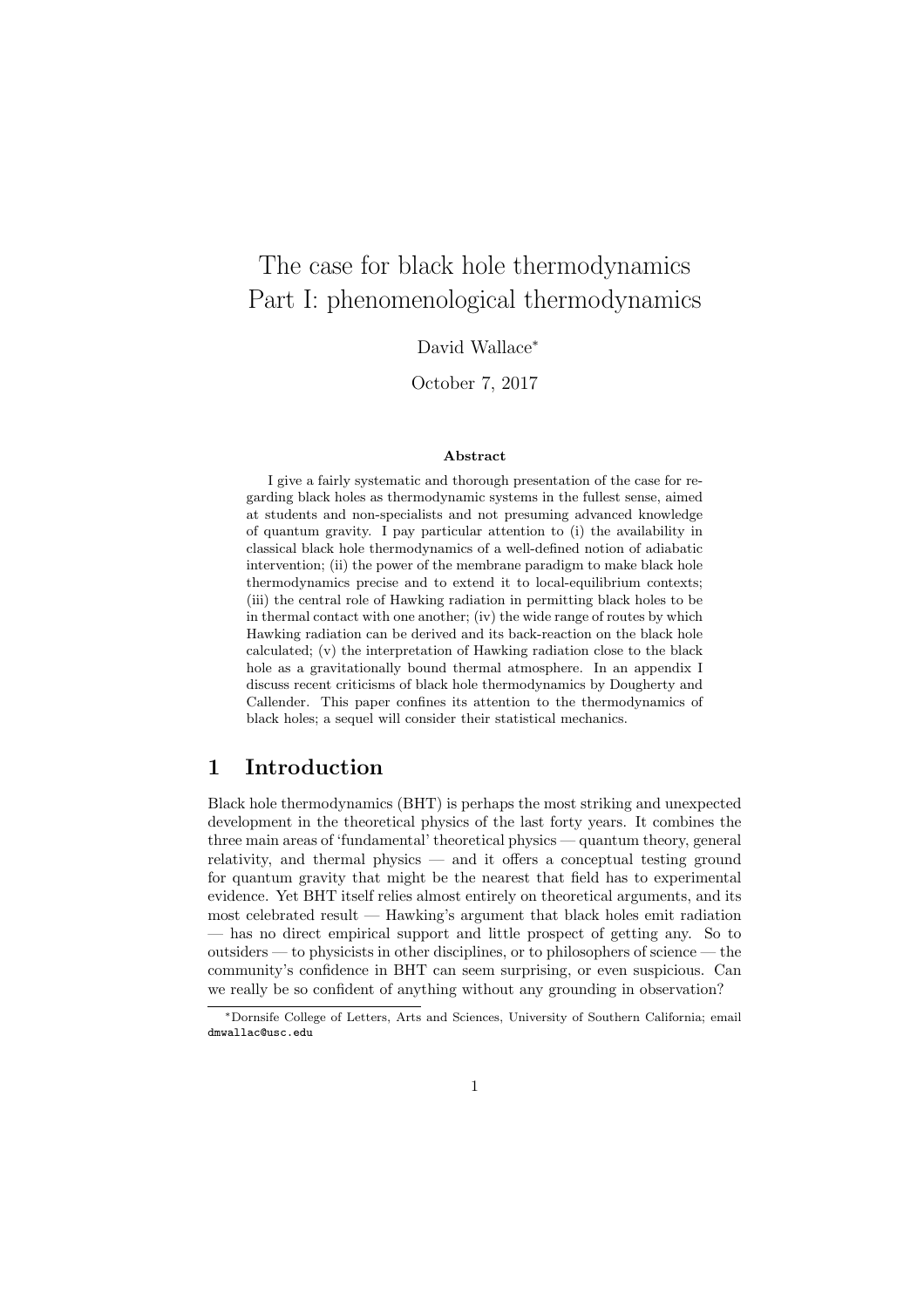# The case for black hole thermodynamics
# Part I: phenomenological thermodynamics

David Wallace[*]

October 7, 2017

### Abstract

I give a fairly systematic and thorough presentation of the case for regarding black holes as thermodynamic systems in the fullest sense, aimed at students and non-specialists and not presuming advanced knowledge of quantum gravity. I pay particular attention to (i) the availability in classical black hole thermodynamics of a well-defined notion of adiabatic intervention; (ii) the power of the membrane paradigm to make black hole thermodynamics precise and to extend it to local-equilibrium contexts; (iii) the central role of Hawking radiation in permitting black holes to be in thermal contact with one another; (iv) the wide range of routes by which Hawking radiation can be derived and its back-reaction on the black hole calculated; (v) the interpretation of Hawking radiation close to the black hole as a gravitationally bound thermal atmosphere. In an appendix I discuss recent criticisms of black hole thermodynamics by Dougherty and Callender. This paper confines its attention to the thermodynamics of black holes; a sequel will consider their statistical mechanics.

## 1 Introduction

Black hole thermodynamics (BHT) is perhaps the most striking and unexpected development in the theoretical physics of the last forty years. It combines the three main areas of 'fundamental' theoretical physics — quantum theory, general relativity, and thermal physics — and it offers a conceptual testing ground for quantum gravity that might be the nearest that field has to experimental evidence. Yet BHT itself relies almost entirely on theoretical arguments, and its most celebrated result — Hawking's argument that black holes emit radiation — has no direct empirical support and little prospect of getting any. So to outsiders — to physicists in other disciplines, or to philosophers of science — the community's confidence in BHT can seem surprising, or even suspicious. Can we really be so confident of anything without any grounding in observation?

[*] Dornsife College of Letters, Arts and Sciences, University of Southern California; email dmwallac@usc.edu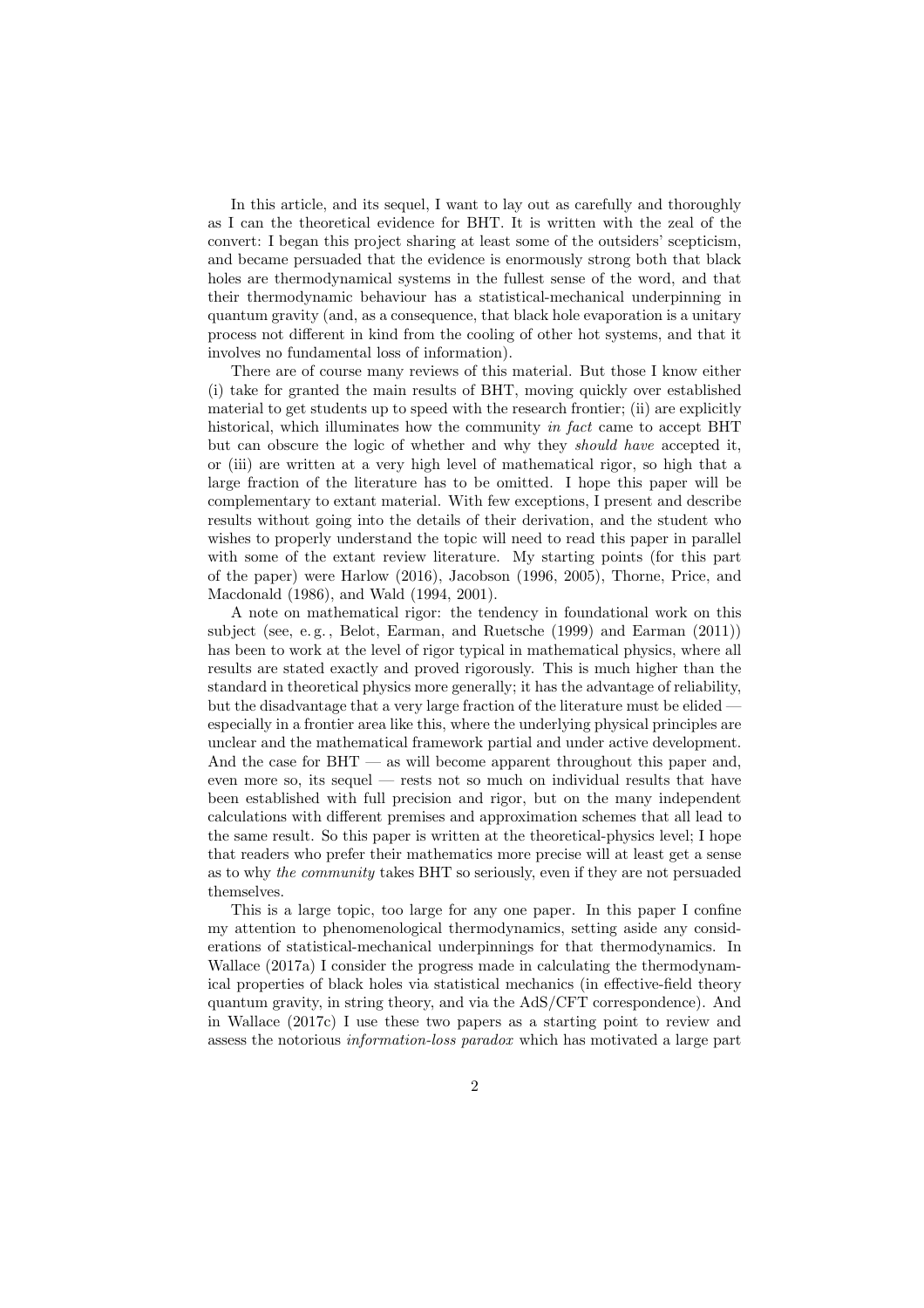In this article, and its sequel, I want to lay out as carefully and thoroughly as I can the theoretical evidence for BHT. It is written with the zeal of the convert: I began this project sharing at least some of the outsiders' scepticism, and became persuaded that the evidence is enormously strong both that black holes are thermodynamical systems in the fullest sense of the word, and that their thermodynamic behaviour has a statistical-mechanical underpinning in quantum gravity (and, as a consequence, that black hole evaporation is a unitary process not different in kind from the cooling of other hot systems, and that it involves no fundamental loss of information).

There are of course many reviews of this material. But those I know either (i) take for granted the main results of BHT, moving quickly over established material to get students up to speed with the research frontier; (ii) are explicitly historical, which illuminates how the community *in fact* came to accept BHT but can obscure the logic of whether and why they *should have* accepted it, or (iii) are written at a very high level of mathematical rigor, so high that a large fraction of the literature has to be omitted. I hope this paper will be complementary to extant material. With few exceptions, I present and describe results without going into the details of their derivation, and the student who wishes to properly understand the topic will need to read this paper in parallel with some of the extant review literature. My starting points (for this part of the paper) were Harlow (2016), Jacobson (1996, 2005), Thorne, Price, and Macdonald (1986), and Wald (1994, 2001).

A note on mathematical rigor: the tendency in foundational work on this subject (see, e. g. , Belot, Earman, and Ruetsche (1999) and Earman (2011)) has been to work at the level of rigor typical in mathematical physics, where all results are stated exactly and proved rigorously. This is much higher than the standard in theoretical physics more generally; it has the advantage of reliability, but the disadvantage that a very large fraction of the literature must be elided — especially in a frontier area like this, where the underlying physical principles are unclear and the mathematical framework partial and under active development. And the case for BHT — as will become apparent throughout this paper and, even more so, its sequel — rests not so much on individual results that have been established with full precision and rigor, but on the many independent calculations with different premises and approximation schemes that all lead to the same result. So this paper is written at the theoretical-physics level; I hope that readers who prefer their mathematics more precise will at least get a sense as to why *the community* takes BHT so seriously, even if they are not persuaded themselves.

This is a large topic, too large for any one paper. In this paper I confine my attention to phenomenological thermodynamics, setting aside any considerations of statistical-mechanical underpinnings for that thermodynamics. In Wallace (2017a) I consider the progress made in calculating the thermodynamical properties of black holes via statistical mechanics (in effective-field theory quantum gravity, in string theory, and via the AdS/CFT correspondence). And in Wallace (2017c) I use these two papers as a starting point to review and assess the notorious *information-loss paradox* which has motivated a large part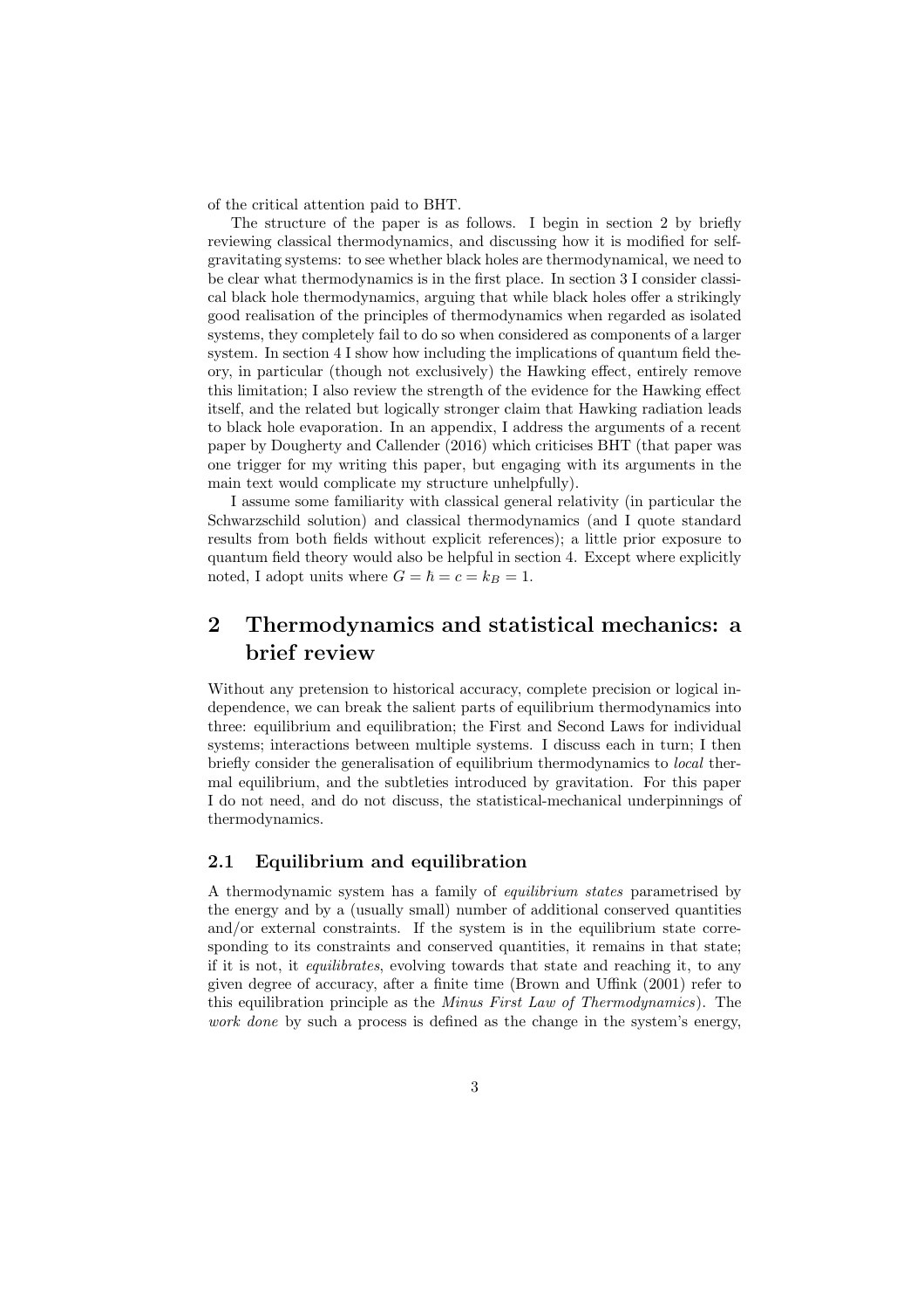of the critical attention paid to BHT.

The structure of the paper is as follows. I begin in section 2 by briefly reviewing classical thermodynamics, and discussing how it is modified for self-gravitating systems: to see whether black holes are thermodynamical, we need to be clear what thermodynamics is in the first place. In section 3 I consider classical black hole thermodynamics, arguing that while black holes offer a strikingly good realisation of the principles of thermodynamics when regarded as isolated systems, they completely fail to do so when considered as components of a larger system. In section 4 I show how including the implications of quantum field theory, in particular (though not exclusively) the Hawking effect, entirely remove this limitation; I also review the strength of the evidence for the Hawking effect itself, and the related but logically stronger claim that Hawking radiation leads to black hole evaporation. In an appendix, I address the arguments of a recent paper by Dougherty and Callender (2016) which criticises BHT (that paper was one trigger for my writing this paper, but engaging with its arguments in the main text would complicate my structure unhelpfully).

I assume some familiarity with classical general relativity (in particular the Schwarzschild solution) and classical thermodynamics (and I quote standard results from both fields without explicit references); a little prior exposure to quantum field theory would also be helpful in section 4. Except where explicitly noted, I adopt units where $G = \hbar = c = k_B = 1$.

## 2 Thermodynamics and statistical mechanics: a brief review

Without any pretension to historical accuracy, complete precision or logical independence, we can break the salient parts of equilibrium thermodynamics into three: equilibrium and equilibration; the First and Second Laws for individual systems; interactions between multiple systems. I discuss each in turn; I then briefly consider the generalisation of equilibrium thermodynamics to *local* thermal equilibrium, and the subtleties introduced by gravitation. For this paper I do not need, and do not discuss, the statistical-mechanical underpinnings of thermodynamics.

### 2.1 Equilibrium and equilibration

A thermodynamic system has a family of *equilibrium states* parametrised by the energy and by a (usually small) number of additional conserved quantities and/or external constraints. If the system is in the equilibrium state corresponding to its constraints and conserved quantities, it remains in that state; if it is not, it *equilibrates*, evolving towards that state and reaching it, to any given degree of accuracy, after a finite time (Brown and Uffink (2001) refer to this equilibration principle as the *Minus First Law of Thermodynamics*). The *work done* by such a process is defined as the change in the system's energy,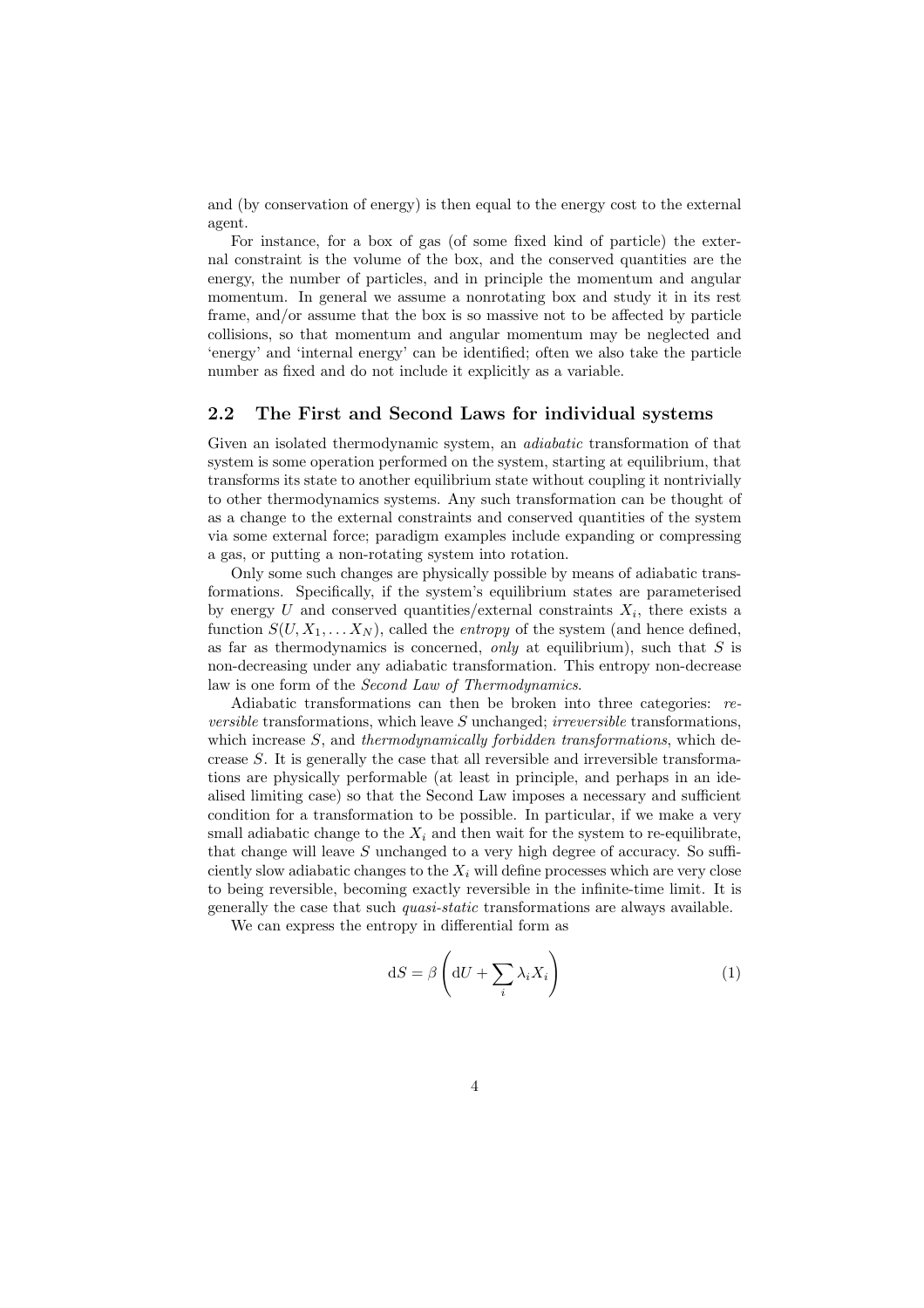and (by conservation of energy) is then equal to the energy cost to the external agent.

For instance, for a box of gas (of some fixed kind of particle) the external constraint is the volume of the box, and the conserved quantities are the energy, the number of particles, and in principle the momentum and angular momentum. In general we assume a nonrotating box and study it in its rest frame, and/or assume that the box is so massive not to be affected by particle collisions, so that momentum and angular momentum may be neglected and 'energy' and 'internal energy' can be identified; often we also take the particle number as fixed and do not include it explicitly as a variable.

## 2.2 The First and Second Laws for individual systems

Given an isolated thermodynamic system, an *adiabatic* transformation of that system is some operation performed on the system, starting at equilibrium, that transforms its state to another equilibrium state without coupling it nontrivially to other thermodynamics systems. Any such transformation can be thought of as a change to the external constraints and conserved quantities of the system via some external force; paradigm examples include expanding or compressing a gas, or putting a non-rotating system into rotation.

Only some such changes are physically possible by means of adiabatic transformations. Specifically, if the system's equilibrium states are parameterised by energy $U$ and conserved quantities/external constraints $X_i$, there exists a function $S(U, X_1, \ldots X_N)$, called the *entropy* of the system (and hence defined, as far as thermodynamics is concerned, *only* at equilibrium), such that $S$ is non-decreasing under any adiabatic transformation. This entropy non-decrease law is one form of the *Second Law of Thermodynamics*.

Adiabatic transformations can then be broken into three categories: *reversible* transformations, which leave $S$ unchanged; *irreversible* transformations, which increase $S$, and *thermodynamically forbidden transformations*, which decrease $S$. It is generally the case that all reversible and irreversible transformations are physically performable (at least in principle, and perhaps in an idealised limiting case) so that the Second Law imposes a necessary and sufficient condition for a transformation to be possible. In particular, if we make a very small adiabatic change to the $X_i$ and then wait for the system to re-equilibrate, that change will leave $S$ unchanged to a very high degree of accuracy. So sufficiently slow adiabatic changes to the $X_i$ will define processes which are very close to being reversible, becoming exactly reversible in the infinite-time limit. It is generally the case that such *quasi-static* transformations are always available.

We can express the entropy in differential form as

$$\mathrm{d}S = \beta \left( \mathrm{d}U + \sum_i \lambda_i X_i \right) \tag{1}$$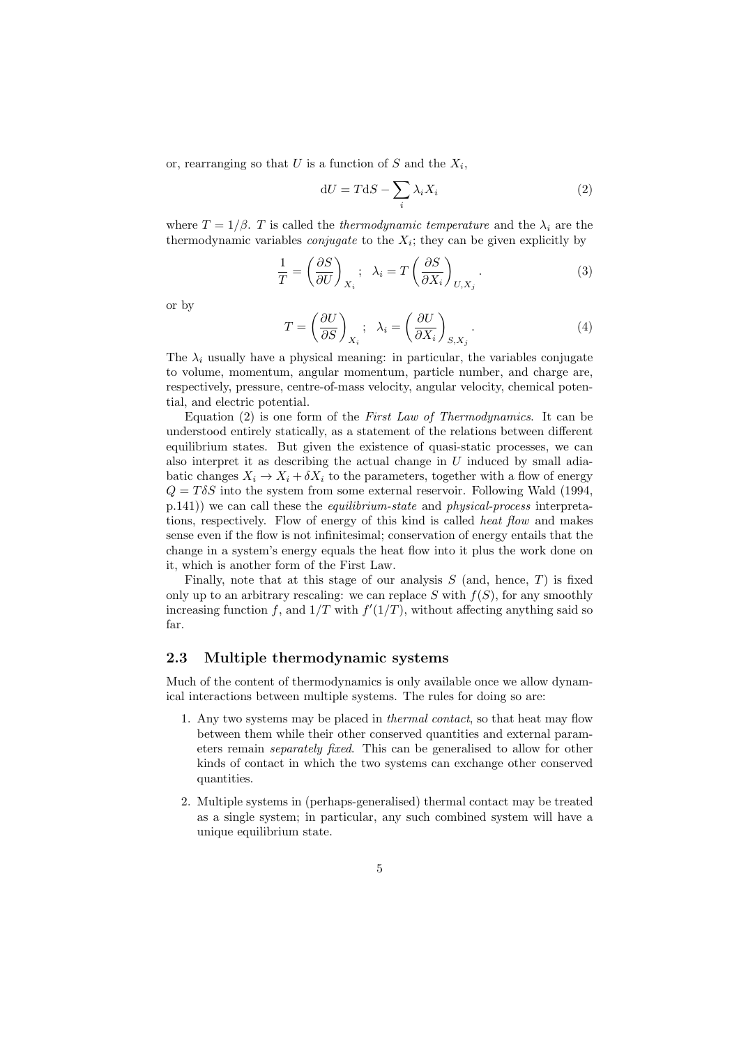or, rearranging so that $U$ is a function of $S$ and the $X_i$,

$$\mathrm{d}U = T\mathrm{d}S - \sum_i \lambda_i X_i \tag{2}$$

where $T = 1/\beta$. $T$ is called the *thermodynamic temperature* and the $\lambda_i$ are the thermodynamic variables *conjugate* to the $X_i$; they can be given explicitly by

$$\frac{1}{T} = \left(\frac{\partial S}{\partial U}\right)_{X_i} ; \quad \lambda_i = T\left(\frac{\partial S}{\partial X_i}\right)_{U,X_j} . \tag{3}$$

or by

$$T = \left(\frac{\partial U}{\partial S}\right)_{X_i} ; \quad \lambda_i = \left(\frac{\partial U}{\partial X_i}\right)_{S,X_j} . \tag{4}$$

The $\lambda_i$ usually have a physical meaning: in particular, the variables conjugate to volume, momentum, angular momentum, particle number, and charge are, respectively, pressure, centre-of-mass velocity, angular velocity, chemical potential, and electric potential.

Equation (2) is one form of the *First Law of Thermodynamics*. It can be understood entirely statically, as a statement of the relations between different equilibrium states. But given the existence of quasi-static processes, we can also interpret it as describing the actual change in $U$ induced by small adiabatic changes $X_i \to X_i + \delta X_i$ to the parameters, together with a flow of energy $Q = T\delta S$ into the system from some external reservoir. Following Wald (1994, p.141)) we can call these the *equilibrium-state* and *physical-process* interpretations, respectively. Flow of energy of this kind is called *heat flow* and makes sense even if the flow is not infinitesimal; conservation of energy entails that the change in a system's energy equals the heat flow into it plus the work done on it, which is another form of the First Law.

Finally, note that at this stage of our analysis $S$ (and, hence, $T$) is fixed only up to an arbitrary rescaling: we can replace $S$ with $f(S)$, for any smoothly increasing function $f$, and $1/T$ with $f'(1/T)$, without affecting anything said so far.

## 2.3 Multiple thermodynamic systems

Much of the content of thermodynamics is only available once we allow dynamical interactions between multiple systems. The rules for doing so are:

1. Any two systems may be placed in *thermal contact*, so that heat may flow between them while their other conserved quantities and external parameters remain *separately fixed*. This can be generalised to allow for other kinds of contact in which the two systems can exchange other conserved quantities.

2. Multiple systems in (perhaps-generalised) thermal contact may be treated as a single system; in particular, any such combined system will have a unique equilibrium state.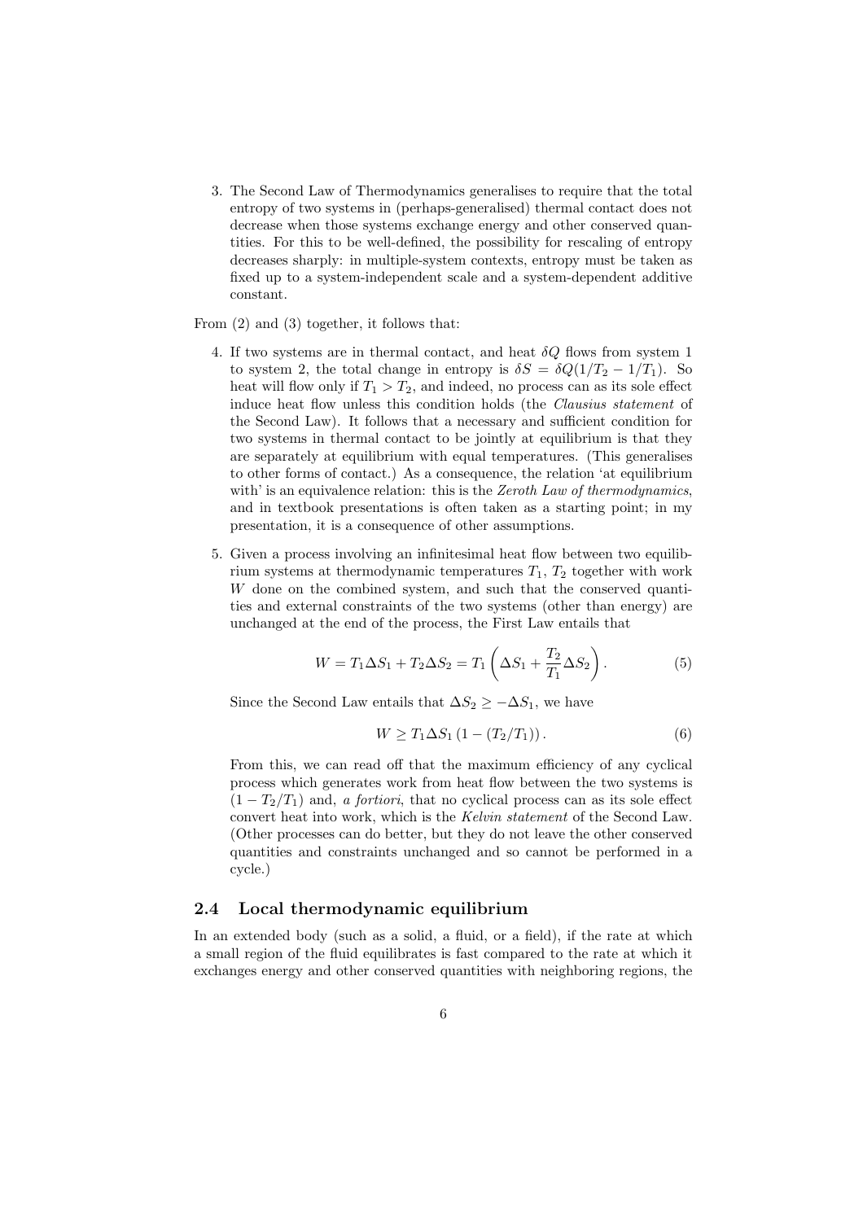3. The Second Law of Thermodynamics generalises to require that the total entropy of two systems in (perhaps-generalised) thermal contact does not decrease when those systems exchange energy and other conserved quantities. For this to be well-defined, the possibility for rescaling of entropy decreases sharply: in multiple-system contexts, entropy must be taken as fixed up to a system-independent scale and a system-dependent additive constant.

From (2) and (3) together, it follows that:

4. If two systems are in thermal contact, and heat $\delta Q$ flows from system 1 to system 2, the total change in entropy is $\delta S = \delta Q(1/T_2 - 1/T_1)$. So heat will flow only if $T_1 > T_2$, and indeed, no process can as its sole effect induce heat flow unless this condition holds (the *Clausius statement* of the Second Law). It follows that a necessary and sufficient condition for two systems in thermal contact to be jointly at equilibrium is that they are separately at equilibrium with equal temperatures. (This generalises to other forms of contact.) As a consequence, the relation 'at equilibrium with' is an equivalence relation: this is the *Zeroth Law of thermodynamics*, and in textbook presentations is often taken as a starting point; in my presentation, it is a consequence of other assumptions.

5. Given a process involving an infinitesimal heat flow between two equilibrium systems at thermodynamic temperatures $T_1$, $T_2$ together with work $W$ done on the combined system, and such that the conserved quantities and external constraints of the two systems (other than energy) are unchanged at the end of the process, the First Law entails that

$$W = T_1 \Delta S_1 + T_2 \Delta S_2 = T_1 \left( \Delta S_1 + \frac{T_2}{T_1} \Delta S_2 \right). \tag{5}$$

Since the Second Law entails that $\Delta S_2 \geq -\Delta S_1$, we have

$$W \geq T_1 \Delta S_1 \left(1 - (T_2/T_1)\right). \tag{6}$$

From this, we can read off that the maximum efficiency of any cyclical process which generates work from heat flow between the two systems is $(1 - T_2/T_1)$ and, *a fortiori*, that no cyclical process can as its sole effect convert heat into work, which is the *Kelvin statement* of the Second Law. (Other processes can do better, but they do not leave the other conserved quantities and constraints unchanged and so cannot be performed in a cycle.)

### 2.4 Local thermodynamic equilibrium

In an extended body (such as a solid, a fluid, or a field), if the rate at which a small region of the fluid equilibrates is fast compared to the rate at which it exchanges energy and other conserved quantities with neighboring regions, the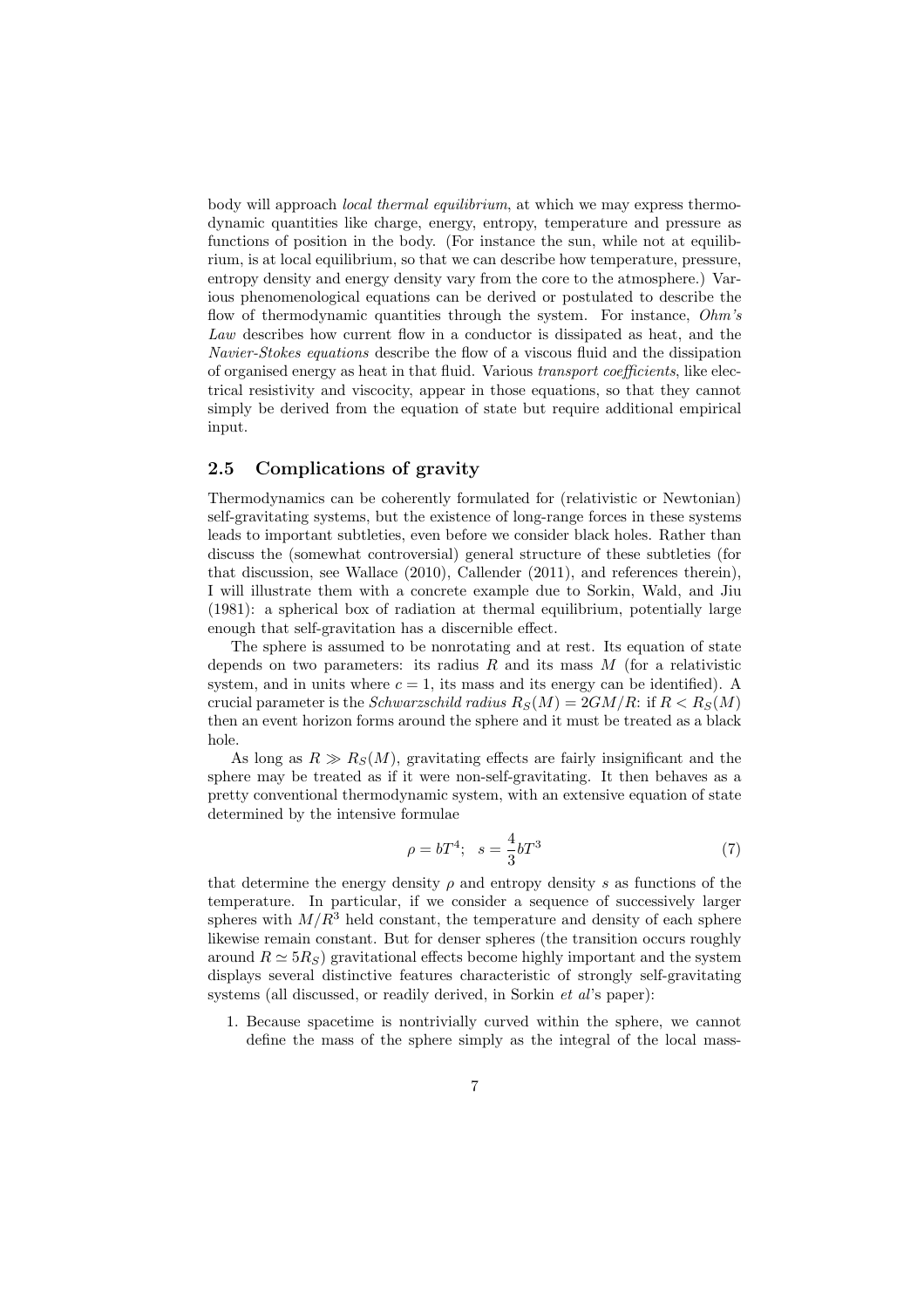body will approach *local thermal equilibrium*, at which we may express thermodynamic quantities like charge, energy, entropy, temperature and pressure as functions of position in the body. (For instance the sun, while not at equilibrium, is at local equilibrium, so that we can describe how temperature, pressure, entropy density and energy density vary from the core to the atmosphere.) Various phenomenological equations can be derived or postulated to describe the flow of thermodynamic quantities through the system. For instance, *Ohm's Law* describes how current flow in a conductor is dissipated as heat, and the *Navier-Stokes equations* describe the flow of a viscous fluid and the dissipation of organised energy as heat in that fluid. Various *transport coefficients*, like electrical resistivity and viscocity, appear in those equations, so that they cannot simply be derived from the equation of state but require additional empirical input.

## 2.5 Complications of gravity

Thermodynamics can be coherently formulated for (relativistic or Newtonian) self-gravitating systems, but the existence of long-range forces in these systems leads to important subtleties, even before we consider black holes. Rather than discuss the (somewhat controversial) general structure of these subtleties (for that discussion, see Wallace (2010), Callender (2011), and references therein), I will illustrate them with a concrete example due to Sorkin, Wald, and Jiu (1981): a spherical box of radiation at thermal equilibrium, potentially large enough that self-gravitation has a discernible effect.

The sphere is assumed to be nonrotating and at rest. Its equation of state depends on two parameters: its radius $R$ and its mass $M$ (for a relativistic system, and in units where $c = 1$, its mass and its energy can be identified). A crucial parameter is the *Schwarzschild radius* $R_S(M) = 2GM/R$: if $R < R_S(M)$ then an event horizon forms around the sphere and it must be treated as a black hole.

As long as $R \gg R_S(M)$, gravitating effects are fairly insignificant and the sphere may be treated as if it were non-self-gravitating. It then behaves as a pretty conventional thermodynamic system, with an extensive equation of state determined by the intensive formulae

$$\rho = bT^4; \quad s = \frac{4}{3}bT^3 \tag{7}$$

that determine the energy density $\rho$ and entropy density $s$ as functions of the temperature. In particular, if we consider a sequence of successively larger spheres with $M/R^3$ held constant, the temperature and density of each sphere likewise remain constant. But for denser spheres (the transition occurs roughly around $R \simeq 5R_S$) gravitational effects become highly important and the system displays several distinctive features characteristic of strongly self-gravitating systems (all discussed, or readily derived, in Sorkin *et al*'s paper):

1. Because spacetime is nontrivially curved within the sphere, we cannot define the mass of the sphere simply as the integral of the local mass-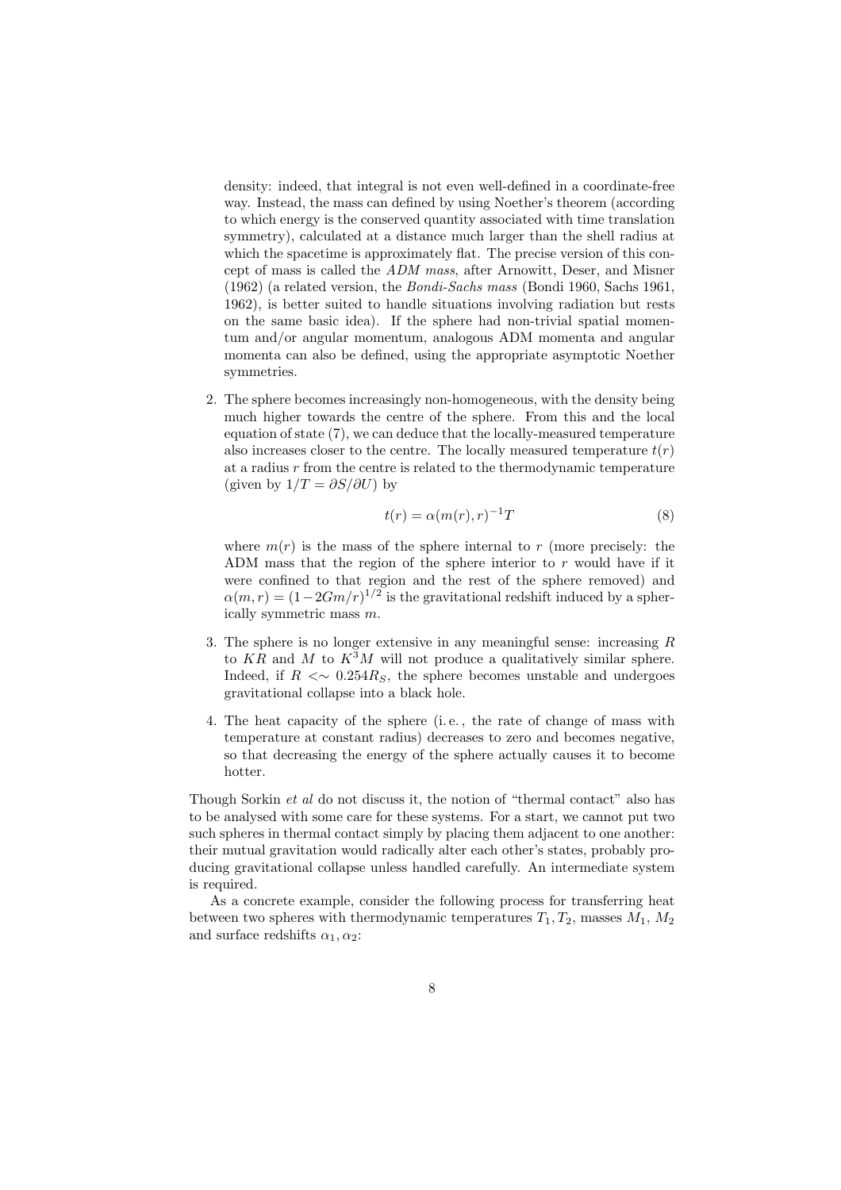density: indeed, that integral is not even well-defined in a coordinate-free way. Instead, the mass can defined by using Noether's theorem (according to which energy is the conserved quantity associated with time translation symmetry), calculated at a distance much larger than the shell radius at which the spacetime is approximately flat. The precise version of this concept of mass is called the *ADM mass*, after Arnowitt, Deser, and Misner (1962) (a related version, the *Bondi-Sachs mass* (Bondi 1960, Sachs 1961, 1962), is better suited to handle situations involving radiation but rests on the same basic idea). If the sphere had non-trivial spatial momentum and/or angular momentum, analogous ADM momenta and angular momenta can also be defined, using the appropriate asymptotic Noether symmetries.

2. The sphere becomes increasingly non-homogeneous, with the density being much higher towards the centre of the sphere. From this and the local equation of state (7), we can deduce that the locally-measured temperature also increases closer to the centre. The locally measured temperature $t(r)$ at a radius $r$ from the centre is related to the thermodynamic temperature (given by $1/T = \partial S/\partial U$) by

$$t(r) = \alpha(m(r), r)^{-1} T \tag{8}$$

where $m(r)$ is the mass of the sphere internal to $r$ (more precisely: the ADM mass that the region of the sphere interior to $r$ would have if it were confined to that region and the rest of the sphere removed) and $\alpha(m, r) = (1 - 2Gm/r)^{1/2}$ is the gravitational redshift induced by a spherically symmetric mass $m$.

3. The sphere is no longer extensive in any meaningful sense: increasing $R$ to $KR$ and $M$ to $K^3 M$ will not produce a qualitatively similar sphere. Indeed, if $R <\sim 0.254 R_S$, the sphere becomes unstable and undergoes gravitational collapse into a black hole.

4. The heat capacity of the sphere (i.e., the rate of change of mass with temperature at constant radius) decreases to zero and becomes negative, so that decreasing the energy of the sphere actually causes it to become hotter.

Though Sorkin *et al* do not discuss it, the notion of "thermal contact" also has to be analysed with some care for these systems. For a start, we cannot put two such spheres in thermal contact simply by placing them adjacent to one another: their mutual gravitation would radically alter each other's states, probably producing gravitational collapse unless handled carefully. An intermediate system is required.

As a concrete example, consider the following process for transferring heat between two spheres with thermodynamic temperatures $T_1, T_2$, masses $M_1$, $M_2$ and surface redshifts $\alpha_1, \alpha_2$: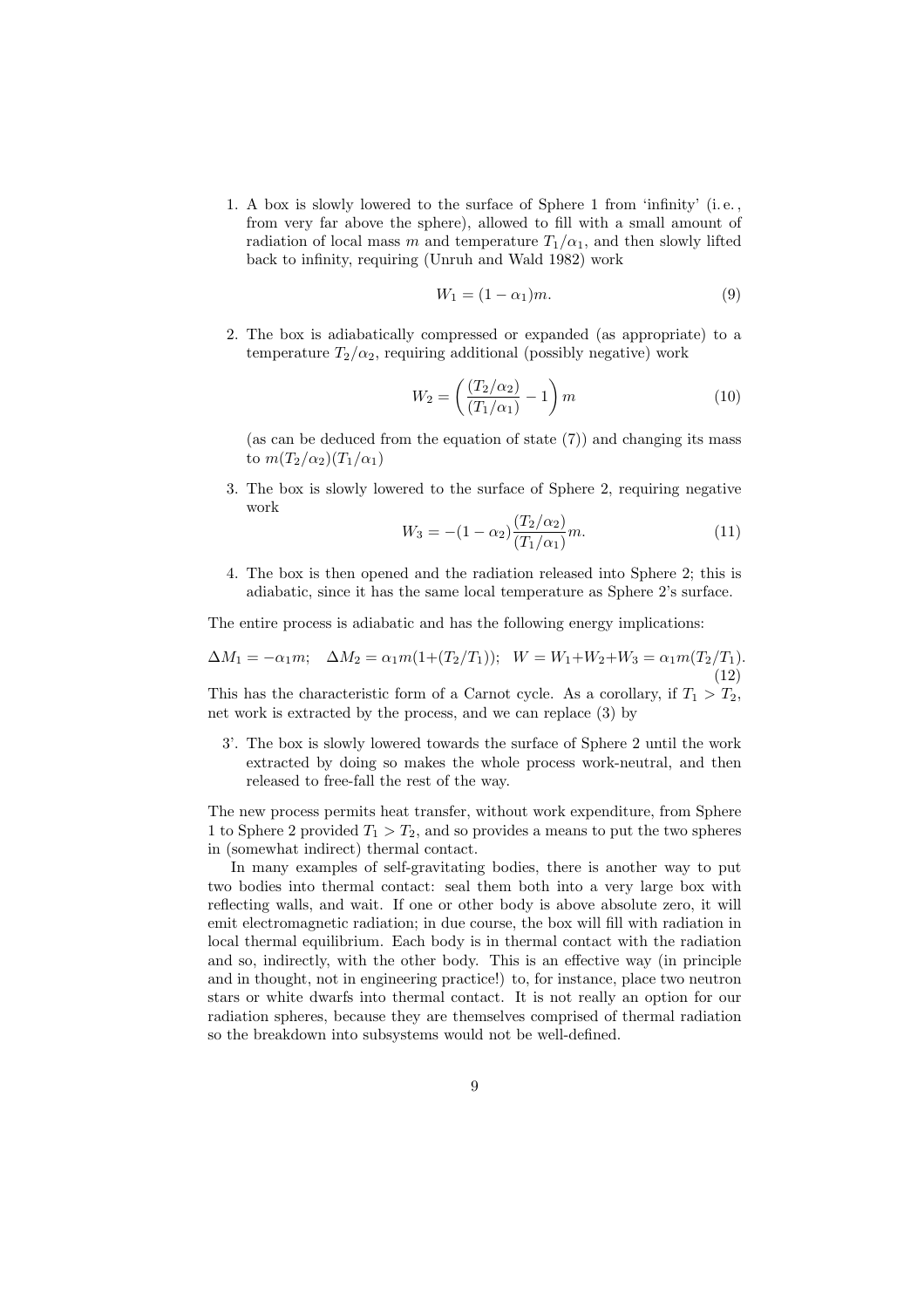1. A box is slowly lowered to the surface of Sphere 1 from 'infinity' (i. e., from very far above the sphere), allowed to fill with a small amount of radiation of local mass $m$ and temperature $T_1/\alpha_1$, and then slowly lifted back to infinity, requiring (Unruh and Wald 1982) work

$$W_1 = (1 - \alpha_1)m. \tag{9}$$

2. The box is adiabatically compressed or expanded (as appropriate) to a temperature $T_2/\alpha_2$, requiring additional (possibly negative) work

$$W_2 = \left( \frac{(T_2/\alpha_2)}{(T_1/\alpha_1)} - 1 \right) m \tag{10}$$

(as can be deduced from the equation of state (7)) and changing its mass to $m(T_2/\alpha_2)(T_1/\alpha_1)$

3. The box is slowly lowered to the surface of Sphere 2, requiring negative work

$$W_3 = -(1 - \alpha_2)\frac{(T_2/\alpha_2)}{(T_1/\alpha_1)} m. \tag{11}$$

4. The box is then opened and the radiation released into Sphere 2; this is adiabatic, since it has the same local temperature as Sphere 2's surface.

The entire process is adiabatic and has the following energy implications:

$$\Delta M_1 = -\alpha_1 m; \quad \Delta M_2 = \alpha_1 m(1+(T_2/T_1)); \quad W = W_1+W_2+W_3 = \alpha_1 m(T_2/T_1). \tag{12}$$

This has the characteristic form of a Carnot cycle. As a corollary, if $T_1 > T_2$, net work is extracted by the process, and we can replace (3) by

3'. The box is slowly lowered towards the surface of Sphere 2 until the work extracted by doing so makes the whole process work-neutral, and then released to free-fall the rest of the way.

The new process permits heat transfer, without work expenditure, from Sphere 1 to Sphere 2 provided $T_1 > T_2$, and so provides a means to put the two spheres in (somewhat indirect) thermal contact.

In many examples of self-gravitating bodies, there is another way to put two bodies into thermal contact: seal them both into a very large box with reflecting walls, and wait. If one or other body is above absolute zero, it will emit electromagnetic radiation; in due course, the box will fill with radiation in local thermal equilibrium. Each body is in thermal contact with the radiation and so, indirectly, with the other body. This is an effective way (in principle and in thought, not in engineering practice!) to, for instance, place two neutron stars or white dwarfs into thermal contact. It is not really an option for our radiation spheres, because they are themselves comprised of thermal radiation so the breakdown into subsystems would not be well-defined.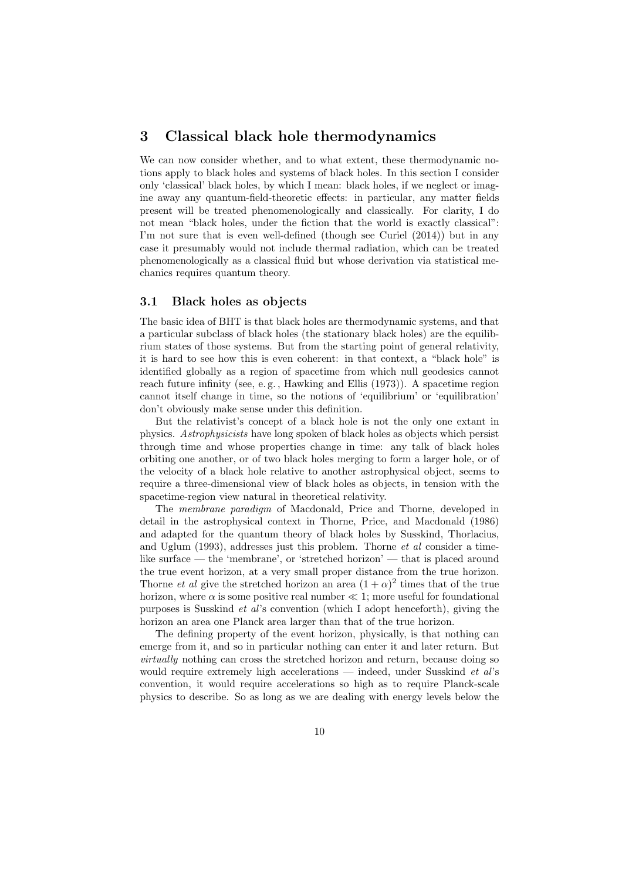## 3 Classical black hole thermodynamics

We can now consider whether, and to what extent, these thermodynamic notions apply to black holes and systems of black holes. In this section I consider only 'classical' black holes, by which I mean: black holes, if we neglect or imagine away any quantum-field-theoretic effects: in particular, any matter fields present will be treated phenomenologically and classically. For clarity, I do not mean "black holes, under the fiction that the world is exactly classical": I'm not sure that is even well-defined (though see Curiel (2014)) but in any case it presumably would not include thermal radiation, which can be treated phenomenologically as a classical fluid but whose derivation via statistical mechanics requires quantum theory.

### 3.1 Black holes as objects

The basic idea of BHT is that black holes are thermodynamic systems, and that a particular subclass of black holes (the stationary black holes) are the equilibrium states of those systems. But from the starting point of general relativity, it is hard to see how this is even coherent: in that context, a "black hole" is identified globally as a region of spacetime from which null geodesics cannot reach future infinity (see, e. g. , Hawking and Ellis (1973)). A spacetime region cannot itself change in time, so the notions of 'equilibrium' or 'equilibration' don't obviously make sense under this definition.

But the relativist's concept of a black hole is not the only one extant in physics. *Astrophysicists* have long spoken of black holes as objects which persist through time and whose properties change in time: any talk of black holes orbiting one another, or of two black holes merging to form a larger hole, or of the velocity of a black hole relative to another astrophysical object, seems to require a three-dimensional view of black holes as objects, in tension with the spacetime-region view natural in theoretical relativity.

The *membrane paradigm* of Macdonald, Price and Thorne, developed in detail in the astrophysical context in Thorne, Price, and Macdonald (1986) and adapted for the quantum theory of black holes by Susskind, Thorlacius, and Uglum (1993), addresses just this problem. Thorne *et al* consider a timelike surface — the 'membrane', or 'stretched horizon' — that is placed around the true event horizon, at a very small proper distance from the true horizon. Thorne *et al* give the stretched horizon an area $(1 + \alpha)^2$ times that of the true horizon, where $\alpha$ is some positive real number $\ll 1$; more useful for foundational purposes is Susskind *et al*'s convention (which I adopt henceforth), giving the horizon an area one Planck area larger than that of the true horizon.

The defining property of the event horizon, physically, is that nothing can emerge from it, and so in particular nothing can enter it and later return. But *virtually* nothing can cross the stretched horizon and return, because doing so would require extremely high accelerations — indeed, under Susskind *et al*'s convention, it would require accelerations so high as to require Planck-scale physics to describe. So as long as we are dealing with energy levels below the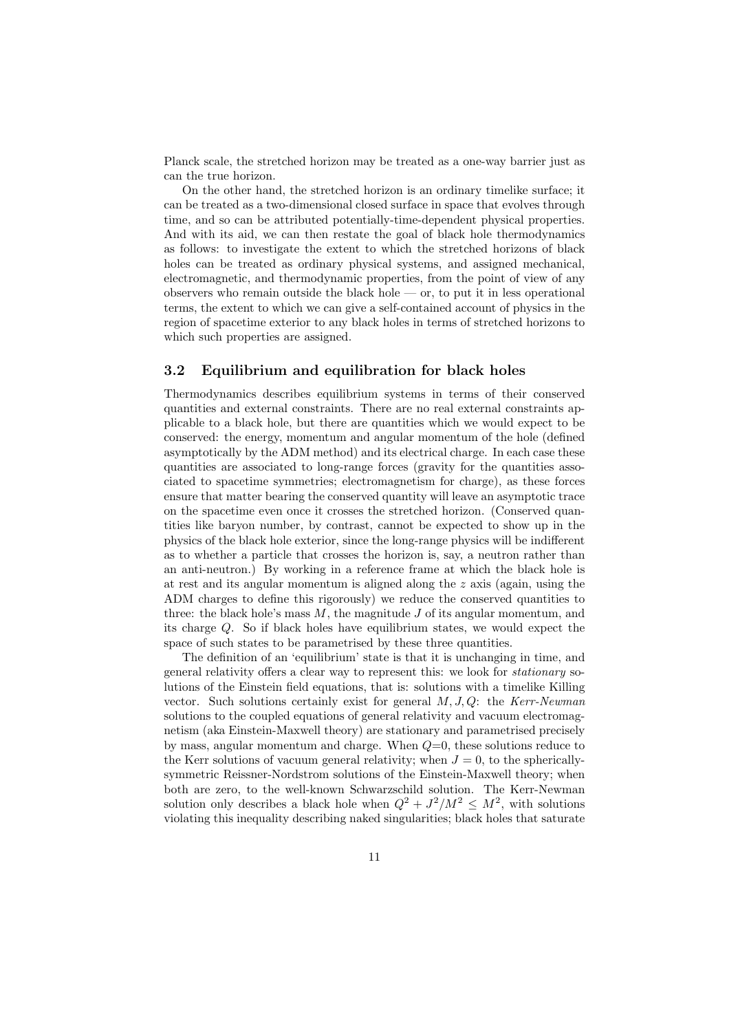Planck scale, the stretched horizon may be treated as a one-way barrier just as can the true horizon.

On the other hand, the stretched horizon is an ordinary timelike surface; it can be treated as a two-dimensional closed surface in space that evolves through time, and so can be attributed potentially-time-dependent physical properties. And with its aid, we can then restate the goal of black hole thermodynamics as follows: to investigate the extent to which the stretched horizons of black holes can be treated as ordinary physical systems, and assigned mechanical, electromagnetic, and thermodynamic properties, from the point of view of any observers who remain outside the black hole — or, to put it in less operational terms, the extent to which we can give a self-contained account of physics in the region of spacetime exterior to any black holes in terms of stretched horizons to which such properties are assigned.

### 3.2 Equilibrium and equilibration for black holes

Thermodynamics describes equilibrium systems in terms of their conserved quantities and external constraints. There are no real external constraints applicable to a black hole, but there are quantities which we would expect to be conserved: the energy, momentum and angular momentum of the hole (defined asymptotically by the ADM method) and its electrical charge. In each case these quantities are associated to long-range forces (gravity for the quantities associated to spacetime symmetries; electromagnetism for charge), as these forces ensure that matter bearing the conserved quantity will leave an asymptotic trace on the spacetime even once it crosses the stretched horizon. (Conserved quantities like baryon number, by contrast, cannot be expected to show up in the physics of the black hole exterior, since the long-range physics will be indifferent as to whether a particle that crosses the horizon is, say, a neutron rather than an anti-neutron.) By working in a reference frame at which the black hole is at rest and its angular momentum is aligned along the $z$ axis (again, using the ADM charges to define this rigorously) we reduce the conserved quantities to three: the black hole's mass $M$, the magnitude $J$ of its angular momentum, and its charge $Q$. So if black holes have equilibrium states, we would expect the space of such states to be parametrised by these three quantities.

The definition of an 'equilibrium' state is that it is unchanging in time, and general relativity offers a clear way to represent this: we look for *stationary* solutions of the Einstein field equations, that is: solutions with a timelike Killing vector. Such solutions certainly exist for general $M, J, Q$: the *Kerr-Newman* solutions to the coupled equations of general relativity and vacuum electromagnetism (aka Einstein-Maxwell theory) are stationary and parametrised precisely by mass, angular momentum and charge. When $Q$=0, these solutions reduce to the Kerr solutions of vacuum general relativity; when $J = 0$, to the spherically-symmetric Reissner-Nordstrom solutions of the Einstein-Maxwell theory; when both are zero, to the well-known Schwarzschild solution. The Kerr-Newman solution only describes a black hole when $Q^2 + J^2/M^2 \leq M^2$, with solutions violating this inequality describing naked singularities; black holes that saturate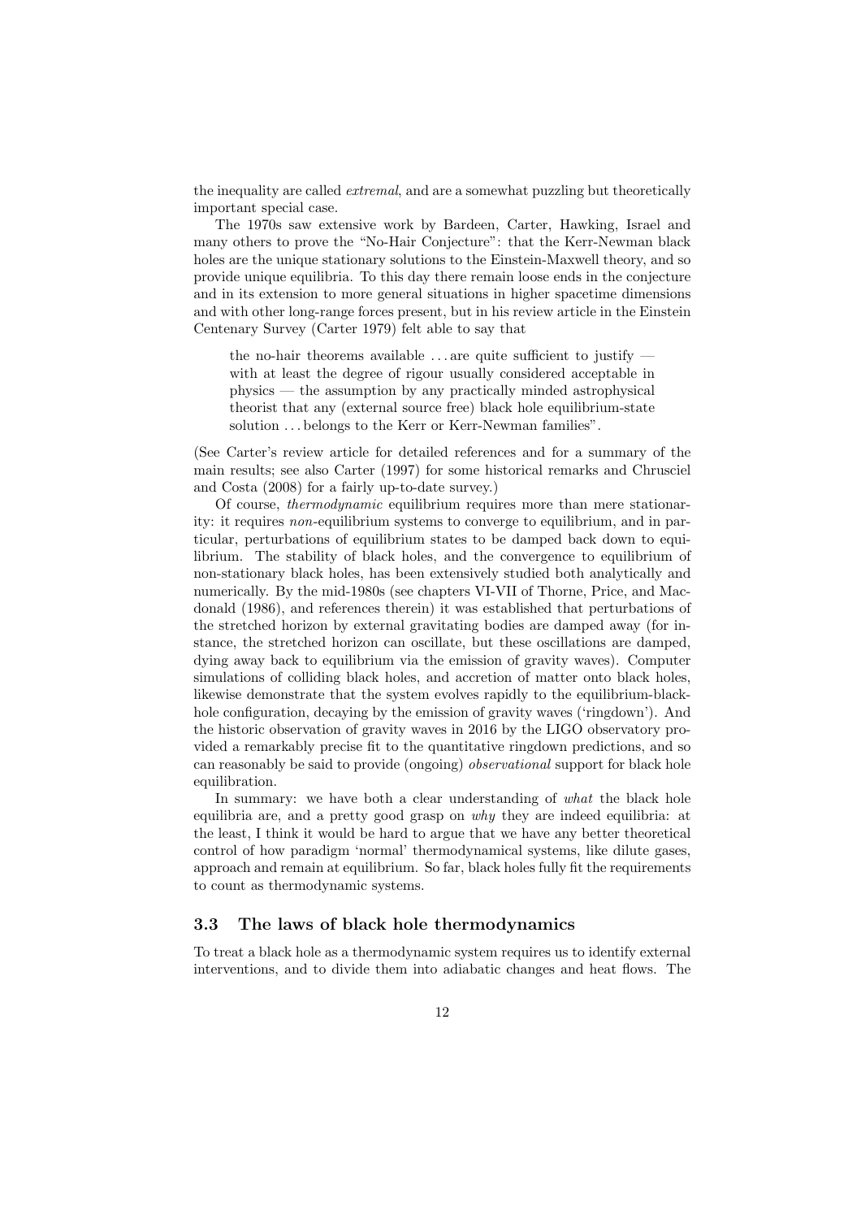the inequality are called *extremal*, and are a somewhat puzzling but theoretically important special case.

The 1970s saw extensive work by Bardeen, Carter, Hawking, Israel and many others to prove the "No-Hair Conjecture": that the Kerr-Newman black holes are the unique stationary solutions to the Einstein-Maxwell theory, and so provide unique equilibria. To this day there remain loose ends in the conjecture and in its extension to more general situations in higher spacetime dimensions and with other long-range forces present, but in his review article in the Einstein Centenary Survey (Carter 1979) felt able to say that

> the no-hair theorems available ... are quite sufficient to justify — with at least the degree of rigour usually considered acceptable in physics — the assumption by any practically minded astrophysical theorist that any (external source free) black hole equilibrium-state solution ... belongs to the Kerr or Kerr-Newman families".

(See Carter's review article for detailed references and for a summary of the main results; see also Carter (1997) for some historical remarks and Chrusciel and Costa (2008) for a fairly up-to-date survey.)

Of course, *thermodynamic* equilibrium requires more than mere stationarity: it requires *non*-equilibrium systems to converge to equilibrium, and in particular, perturbations of equilibrium states to be damped back down to equilibrium. The stability of black holes, and the convergence to equilibrium of non-stationary black holes, has been extensively studied both analytically and numerically. By the mid-1980s (see chapters VI-VII of Thorne, Price, and Macdonald (1986), and references therein) it was established that perturbations of the stretched horizon by external gravitating bodies are damped away (for instance, the stretched horizon can oscillate, but these oscillations are damped, dying away back to equilibrium via the emission of gravity waves). Computer simulations of colliding black holes, and accretion of matter onto black holes, likewise demonstrate that the system evolves rapidly to the equilibrium-black-hole configuration, decaying by the emission of gravity waves ('ringdown'). And the historic observation of gravity waves in 2016 by the LIGO observatory provided a remarkably precise fit to the quantitative ringdown predictions, and so can reasonably be said to provide (ongoing) *observational* support for black hole equilibration.

In summary: we have both a clear understanding of *what* the black hole equilibria are, and a pretty good grasp on *why* they are indeed equilibria: at the least, I think it would be hard to argue that we have any better theoretical control of how paradigm 'normal' thermodynamical systems, like dilute gases, approach and remain at equilibrium. So far, black holes fully fit the requirements to count as thermodynamic systems.

### 3.3 The laws of black hole thermodynamics

To treat a black hole as a thermodynamic system requires us to identify external interventions, and to divide them into adiabatic changes and heat flows. The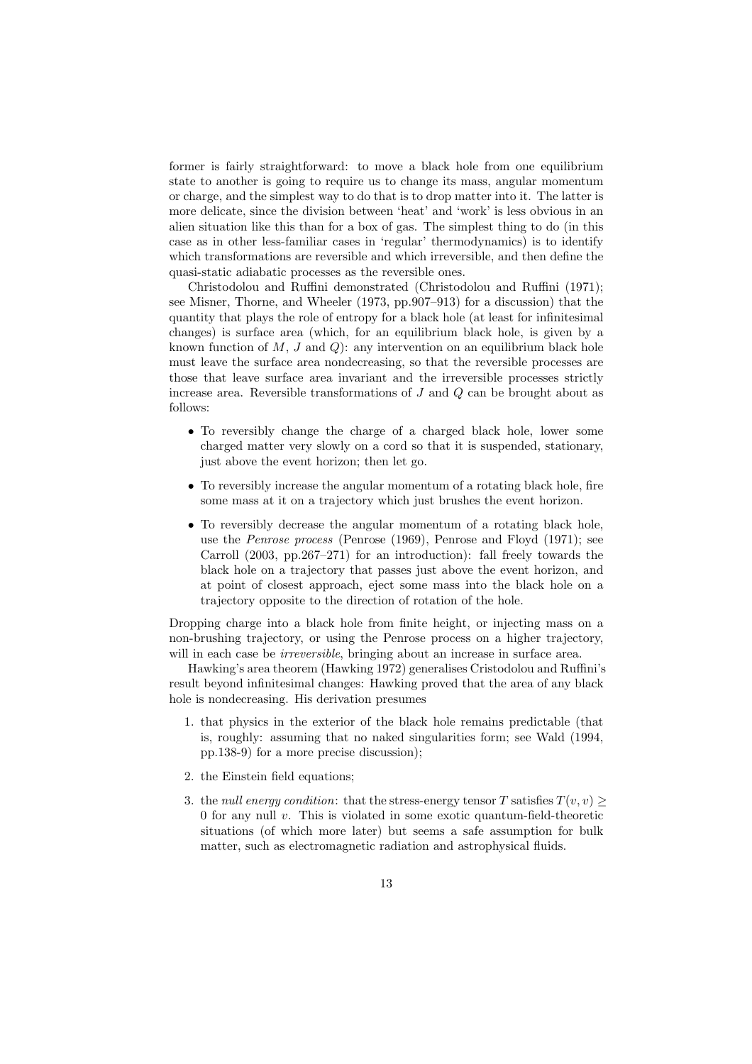former is fairly straightforward: to move a black hole from one equilibrium state to another is going to require us to change its mass, angular momentum or charge, and the simplest way to do that is to drop matter into it. The latter is more delicate, since the division between 'heat' and 'work' is less obvious in an alien situation like this than for a box of gas. The simplest thing to do (in this case as in other less-familiar cases in 'regular' thermodynamics) is to identify which transformations are reversible and which irreversible, and then define the quasi-static adiabatic processes as the reversible ones.

Christodolou and Ruffini demonstrated (Christodolou and Ruffini (1971); see Misner, Thorne, and Wheeler (1973, pp.907–913) for a discussion) that the quantity that plays the role of entropy for a black hole (at least for infinitesimal changes) is surface area (which, for an equilibrium black hole, is given by a known function of $M$, $J$ and $Q$): any intervention on an equilibrium black hole must leave the surface area nondecreasing, so that the reversible processes are those that leave surface area invariant and the irreversible processes strictly increase area. Reversible transformations of $J$ and $Q$ can be brought about as follows:

- To reversibly change the charge of a charged black hole, lower some charged matter very slowly on a cord so that it is suspended, stationary, just above the event horizon; then let go.
- To reversibly increase the angular momentum of a rotating black hole, fire some mass at it on a trajectory which just brushes the event horizon.
- To reversibly decrease the angular momentum of a rotating black hole, use the *Penrose process* (Penrose (1969), Penrose and Floyd (1971); see Carroll (2003, pp.267–271) for an introduction): fall freely towards the black hole on a trajectory that passes just above the event horizon, and at point of closest approach, eject some mass into the black hole on a trajectory opposite to the direction of rotation of the hole.

Dropping charge into a black hole from finite height, or injecting mass on a non-brushing trajectory, or using the Penrose process on a higher trajectory, will in each case be *irreversible*, bringing about an increase in surface area.

Hawking's area theorem (Hawking 1972) generalises Cristodolou and Ruffini's result beyond infinitesimal changes: Hawking proved that the area of any black hole is nondecreasing. His derivation presumes

1. that physics in the exterior of the black hole remains predictable (that is, roughly: assuming that no naked singularities form; see Wald (1994, pp.138-9) for a more precise discussion);
2. the Einstein field equations;
3. the *null energy condition*: that the stress-energy tensor $T$ satisfies $T(v, v) \geq 0$ for any null $v$. This is violated in some exotic quantum-field-theoretic situations (of which more later) but seems a safe assumption for bulk matter, such as electromagnetic radiation and astrophysical fluids.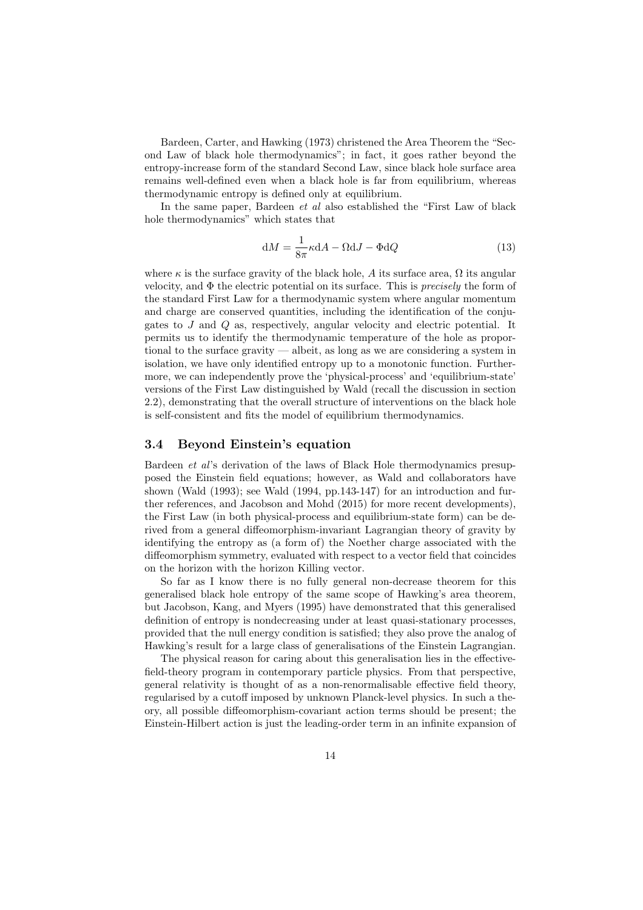Bardeen, Carter, and Hawking (1973) christened the Area Theorem the "Second Law of black hole thermodynamics"; in fact, it goes rather beyond the entropy-increase form of the standard Second Law, since black hole surface area remains well-defined even when a black hole is far from equilibrium, whereas thermodynamic entropy is defined only at equilibrium.

In the same paper, Bardeen *et al* also established the "First Law of black hole thermodynamics" which states that

$$\mathrm{d}M = \frac{1}{8\pi}\kappa \mathrm{d}A - \Omega \mathrm{d}J - \Phi \mathrm{d}Q \tag{13}$$

where $\kappa$ is the surface gravity of the black hole, $A$ its surface area, $\Omega$ its angular velocity, and $\Phi$ the electric potential on its surface. This is *precisely* the form of the standard First Law for a thermodynamic system where angular momentum and charge are conserved quantities, including the identification of the conjugates to $J$ and $Q$ as, respectively, angular velocity and electric potential. It permits us to identify the thermodynamic temperature of the hole as proportional to the surface gravity — albeit, as long as we are considering a system in isolation, we have only identified entropy up to a monotonic function. Furthermore, we can independently prove the 'physical-process' and 'equilibrium-state' versions of the First Law distinguished by Wald (recall the discussion in section 2.2), demonstrating that the overall structure of interventions on the black hole is self-consistent and fits the model of equilibrium thermodynamics.

### 3.4 Beyond Einstein's equation

Bardeen *et al*'s derivation of the laws of Black Hole thermodynamics presupposed the Einstein field equations; however, as Wald and collaborators have shown (Wald (1993); see Wald (1994, pp.143-147) for an introduction and further references, and Jacobson and Mohd (2015) for more recent developments), the First Law (in both physical-process and equilibrium-state form) can be derived from a general diffeomorphism-invariant Lagrangian theory of gravity by identifying the entropy as (a form of) the Noether charge associated with the diffeomorphism symmetry, evaluated with respect to a vector field that coincides on the horizon with the horizon Killing vector.

So far as I know there is no fully general non-decrease theorem for this generalised black hole entropy of the same scope of Hawking's area theorem, but Jacobson, Kang, and Myers (1995) have demonstrated that this generalised definition of entropy is nondecreasing under at least quasi-stationary processes, provided that the null energy condition is satisfied; they also prove the analog of Hawking's result for a large class of generalisations of the Einstein Lagrangian.

The physical reason for caring about this generalisation lies in the effective-field-theory program in contemporary particle physics. From that perspective, general relativity is thought of as a non-renormalisable effective field theory, regularised by a cutoff imposed by unknown Planck-level physics. In such a theory, all possible diffeomorphism-covariant action terms should be present; the Einstein-Hilbert action is just the leading-order term in an infinite expansion of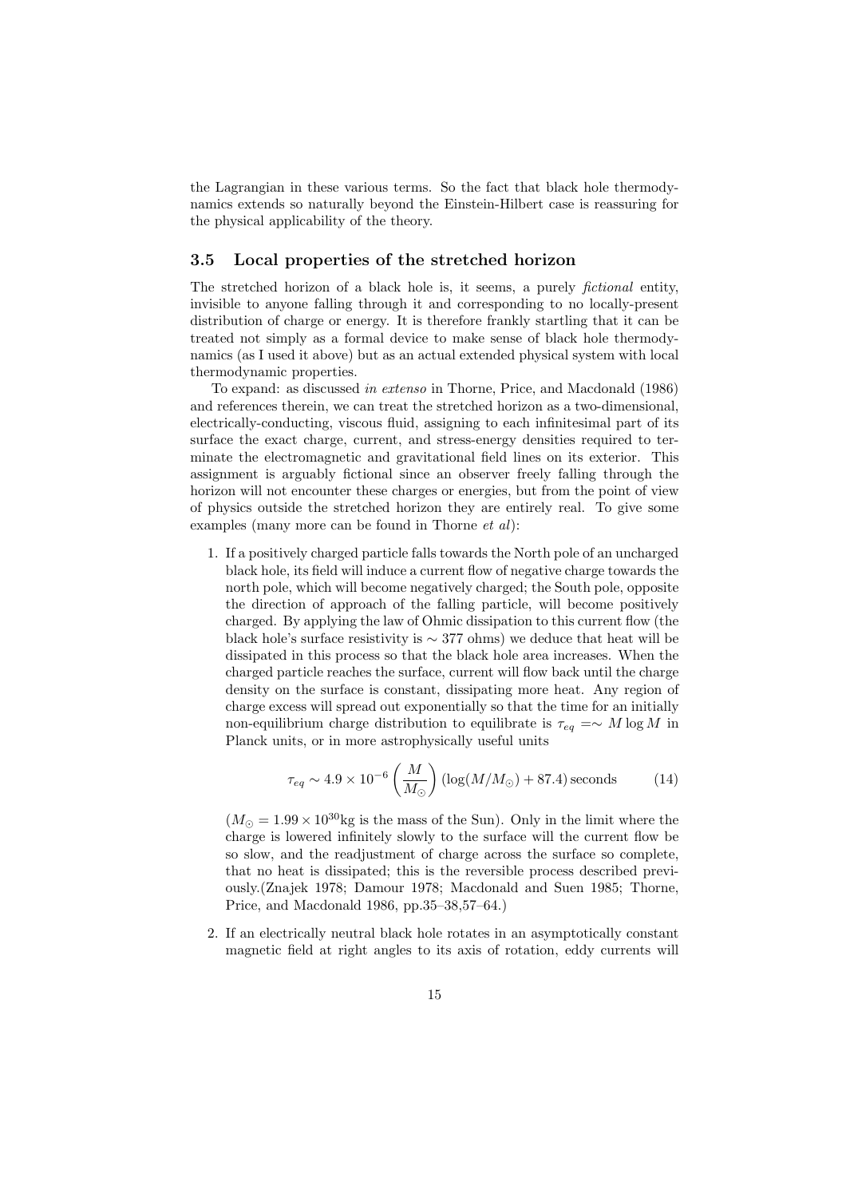the Lagrangian in these various terms. So the fact that black hole thermodynamics extends so naturally beyond the Einstein-Hilbert case is reassuring for the physical applicability of the theory.

### 3.5 Local properties of the stretched horizon

The stretched horizon of a black hole is, it seems, a purely *fictional* entity, invisible to anyone falling through it and corresponding to no locally-present distribution of charge or energy. It is therefore frankly startling that it can be treated not simply as a formal device to make sense of black hole thermodynamics (as I used it above) but as an actual extended physical system with local thermodynamic properties.

To expand: as discussed *in extenso* in Thorne, Price, and Macdonald (1986) and references therein, we can treat the stretched horizon as a two-dimensional, electrically-conducting, viscous fluid, assigning to each infinitesimal part of its surface the exact charge, current, and stress-energy densities required to terminate the electromagnetic and gravitational field lines on its exterior. This assignment is arguably fictional since an observer freely falling through the horizon will not encounter these charges or energies, but from the point of view of physics outside the stretched horizon they are entirely real. To give some examples (many more can be found in Thorne *et al*):

1. If a positively charged particle falls towards the North pole of an uncharged black hole, its field will induce a current flow of negative charge towards the north pole, which will become negatively charged; the South pole, opposite the direction of approach of the falling particle, will become positively charged. By applying the law of Ohmic dissipation to this current flow (the black hole's surface resistivity is $\sim 377$ ohms) we deduce that heat will be dissipated in this process so that the black hole area increases. When the charged particle reaches the surface, current will flow back until the charge density on the surface is constant, dissipating more heat. Any region of charge excess will spread out exponentially so that the time for an initially non-equilibrium charge distribution to equilibrate is $\tau_{eq} =\sim M \log M$ in Planck units, or in more astrophysically useful units

$$\tau_{eq} \sim 4.9 \times 10^{-6} \left(\frac{M}{M_{\odot}}\right) (\log(M/M_{\odot}) + 87.4) \,\text{seconds} \tag{14}$$

($M_{\odot} = 1.99 \times 10^{30}$kg is the mass of the Sun). Only in the limit where the charge is lowered infinitely slowly to the surface will the current flow be so slow, and the readjustment of charge across the surface so complete, that no heat is dissipated; this is the reversible process described previously.(Znajek 1978; Damour 1978; Macdonald and Suen 1985; Thorne, Price, and Macdonald 1986, pp.35–38,57–64.)

2. If an electrically neutral black hole rotates in an asymptotically constant magnetic field at right angles to its axis of rotation, eddy currents will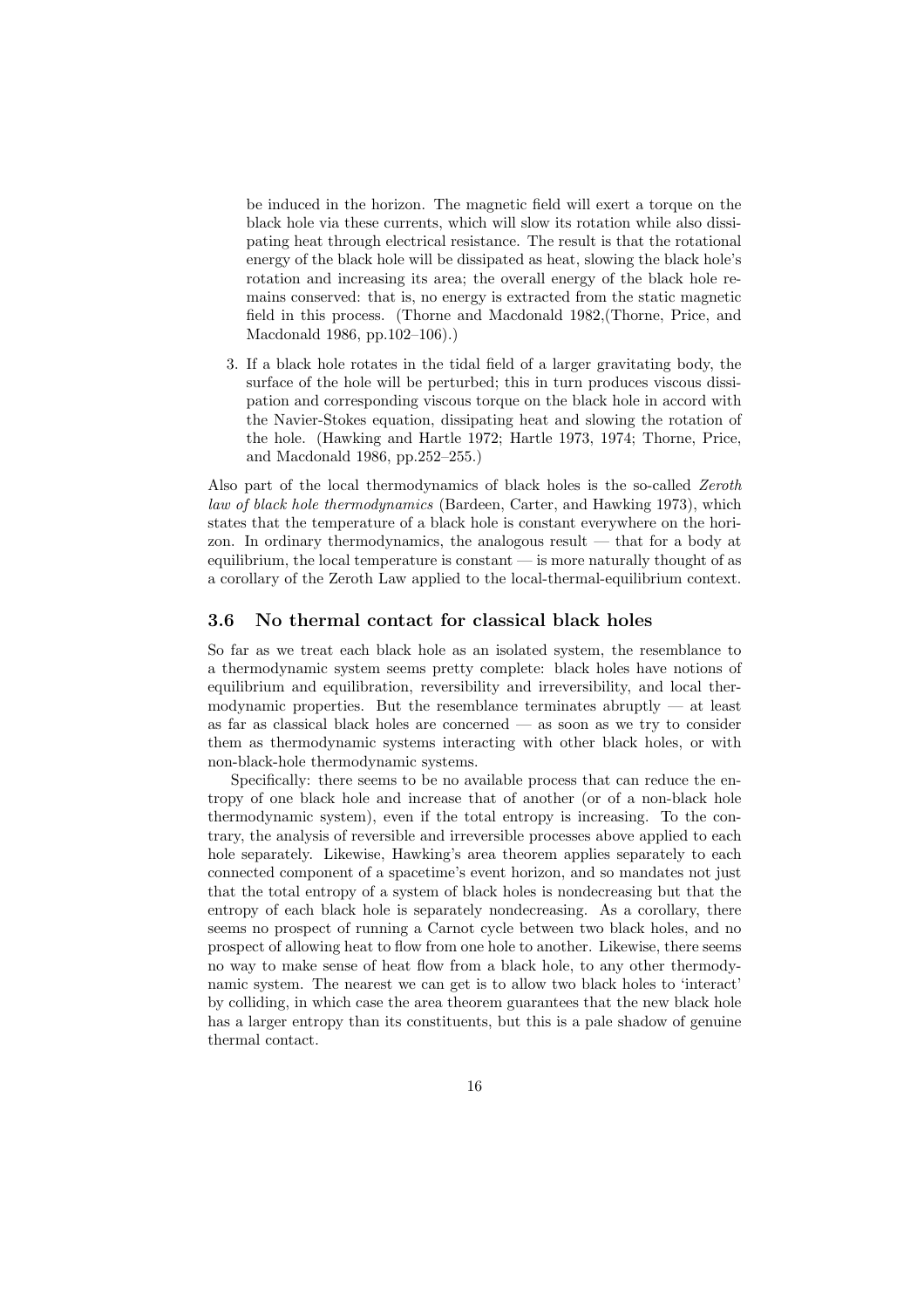be induced in the horizon. The magnetic field will exert a torque on the black hole via these currents, which will slow its rotation while also dissipating heat through electrical resistance. The result is that the rotational energy of the black hole will be dissipated as heat, slowing the black hole's rotation and increasing its area; the overall energy of the black hole remains conserved: that is, no energy is extracted from the static magnetic field in this process. (Thorne and Macdonald 1982,(Thorne, Price, and Macdonald 1986, pp.102–106).)

3. If a black hole rotates in the tidal field of a larger gravitating body, the surface of the hole will be perturbed; this in turn produces viscous dissipation and corresponding viscous torque on the black hole in accord with the Navier-Stokes equation, dissipating heat and slowing the rotation of the hole. (Hawking and Hartle 1972; Hartle 1973, 1974; Thorne, Price, and Macdonald 1986, pp.252–255.)

Also part of the local thermodynamics of black holes is the so-called *Zeroth law of black hole thermodynamics* (Bardeen, Carter, and Hawking 1973), which states that the temperature of a black hole is constant everywhere on the horizon. In ordinary thermodynamics, the analogous result — that for a body at equilibrium, the local temperature is constant — is more naturally thought of as a corollary of the Zeroth Law applied to the local-thermal-equilibrium context.

### 3.6 No thermal contact for classical black holes

So far as we treat each black hole as an isolated system, the resemblance to a thermodynamic system seems pretty complete: black holes have notions of equilibrium and equilibration, reversibility and irreversibility, and local thermodynamic properties. But the resemblance terminates abruptly — at least as far as classical black holes are concerned — as soon as we try to consider them as thermodynamic systems interacting with other black holes, or with non-black-hole thermodynamic systems.

Specifically: there seems to be no available process that can reduce the entropy of one black hole and increase that of another (or of a non-black hole thermodynamic system), even if the total entropy is increasing. To the contrary, the analysis of reversible and irreversible processes above applied to each hole separately. Likewise, Hawking's area theorem applies separately to each connected component of a spacetime's event horizon, and so mandates not just that the total entropy of a system of black holes is nondecreasing but that the entropy of each black hole is separately nondecreasing. As a corollary, there seems no prospect of running a Carnot cycle between two black holes, and no prospect of allowing heat to flow from one hole to another. Likewise, there seems no way to make sense of heat flow from a black hole, to any other thermodynamic system. The nearest we can get is to allow two black holes to 'interact' by colliding, in which case the area theorem guarantees that the new black hole has a larger entropy than its constituents, but this is a pale shadow of genuine thermal contact.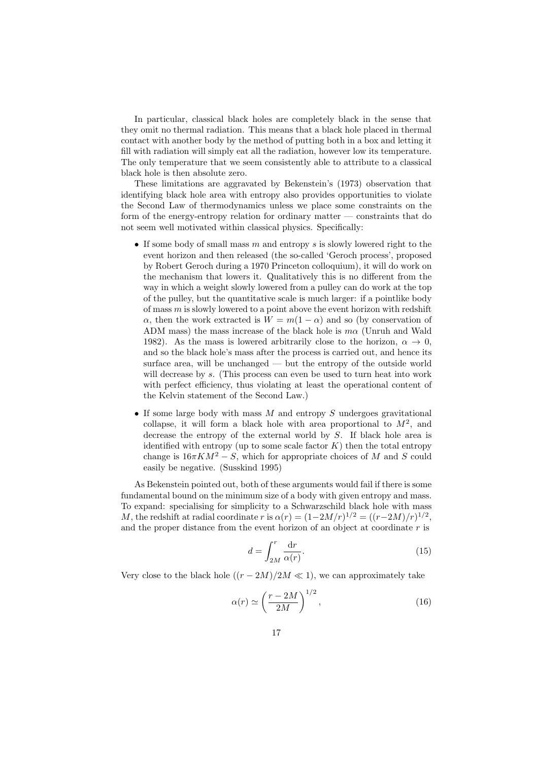In particular, classical black holes are completely black in the sense that they omit no thermal radiation. This means that a black hole placed in thermal contact with another body by the method of putting both in a box and letting it fill with radiation will simply eat all the radiation, however low its temperature. The only temperature that we seem consistently able to attribute to a classical black hole is then absolute zero.

These limitations are aggravated by Bekenstein's (1973) observation that identifying black hole area with entropy also provides opportunities to violate the Second Law of thermodynamics unless we place some constraints on the form of the energy-entropy relation for ordinary matter — constraints that do not seem well motivated within classical physics. Specifically:

- If some body of small mass $m$ and entropy $s$ is slowly lowered right to the event horizon and then released (the so-called 'Geroch process', proposed by Robert Geroch during a 1970 Princeton colloquium), it will do work on the mechanism that lowers it. Qualitatively this is no different from the way in which a weight slowly lowered from a pulley can do work at the top of the pulley, but the quantitative scale is much larger: if a pointlike body of mass $m$ is slowly lowered to a point above the event horizon with redshift $\alpha$, then the work extracted is $W = m(1-\alpha)$ and so (by conservation of ADM mass) the mass increase of the black hole is $m\alpha$ (Unruh and Wald 1982). As the mass is lowered arbitrarily close to the horizon, $\alpha \to 0$, and so the black hole's mass after the process is carried out, and hence its surface area, will be unchanged — but the entropy of the outside world will decrease by $s$. (This process can even be used to turn heat into work with perfect efficiency, thus violating at least the operational content of the Kelvin statement of the Second Law.)
- If some large body with mass $M$ and entropy $S$ undergoes gravitational collapse, it will form a black hole with area proportional to $M^2$, and decrease the entropy of the external world by $S$. If black hole area is identified with entropy (up to some scale factor $K$) then the total entropy change is $16\pi KM^2 - S$, which for appropriate choices of $M$ and $S$ could easily be negative. (Susskind 1995)

As Bekenstein pointed out, both of these arguments would fail if there is some fundamental bound on the minimum size of a body with given entropy and mass. To expand: specialising for simplicity to a Schwarzschild black hole with mass $M$, the redshift at radial coordinate $r$ is $\alpha(r) = (1-2M/r)^{1/2} = ((r-2M)/r)^{1/2}$, and the proper distance from the event horizon of an object at coordinate $r$ is

$$d = \int_{2M}^{r} \frac{\mathrm{d}r}{\alpha(r)}. \tag{15}$$

Very close to the black hole ($(r-2M)/2M \ll 1$), we can approximately take

$$\alpha(r) \simeq \left(\frac{r-2M}{2M}\right)^{1/2}, \tag{16}$$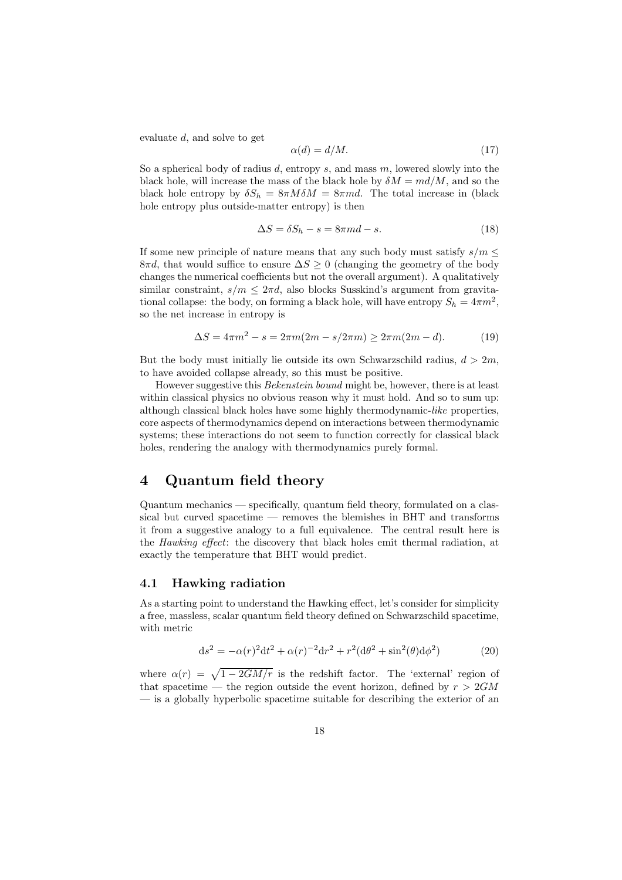evaluate $d$, and solve to get

$$\alpha(d) = d/M. \tag{17}$$

So a spherical body of radius $d$, entropy $s$, and mass $m$, lowered slowly into the black hole, will increase the mass of the black hole by $\delta M = md/M$, and so the black hole entropy by $\delta S_h = 8\pi M \delta M = 8\pi md$. The total increase in (black hole entropy plus outside-matter entropy) is then

$$\Delta S = \delta S_h - s = 8\pi md - s. \tag{18}$$

If some new principle of nature means that any such body must satisfy $s/m \leq 8\pi d$, that would suffice to ensure $\Delta S \geq 0$ (changing the geometry of the body changes the numerical coefficients but not the overall argument). A qualitatively similar constraint, $s/m \leq 2\pi d$, also blocks Susskind's argument from gravitational collapse: the body, on forming a black hole, will have entropy $S_h = 4\pi m^2$, so the net increase in entropy is

$$\Delta S = 4\pi m^2 - s = 2\pi m(2m - s/2\pi m) \geq 2\pi m(2m - d). \tag{19}$$

But the body must initially lie outside its own Schwarzschild radius, $d > 2m$, to have avoided collapse already, so this must be positive.

However suggestive this *Bekenstein bound* might be, however, there is at least within classical physics no obvious reason why it must hold. And so to sum up: although classical black holes have some highly thermodynamic-*like* properties, core aspects of thermodynamics depend on interactions between thermodynamic systems; these interactions do not seem to function correctly for classical black holes, rendering the analogy with thermodynamics purely formal.

# 4 Quantum field theory

Quantum mechanics — specifically, quantum field theory, formulated on a classical but curved spacetime — removes the blemishes in BHT and transforms it from a suggestive analogy to a full equivalence. The central result here is the *Hawking effect*: the discovery that black holes emit thermal radiation, at exactly the temperature that BHT would predict.

## 4.1 Hawking radiation

As a starting point to understand the Hawking effect, let's consider for simplicity a free, massless, scalar quantum field theory defined on Schwarzschild spacetime, with metric

$$\mathrm{d}s^2 = -\alpha(r)^2 \mathrm{d}t^2 + \alpha(r)^{-2}\mathrm{d}r^2 + r^2(\mathrm{d}\theta^2 + \sin^2(\theta)\mathrm{d}\phi^2) \tag{20}$$

where $\alpha(r) = \sqrt{1 - 2GM/r}$ is the redshift factor. The 'external' region of that spacetime — the region outside the event horizon, defined by $r > 2GM$ — is a globally hyperbolic spacetime suitable for describing the exterior of an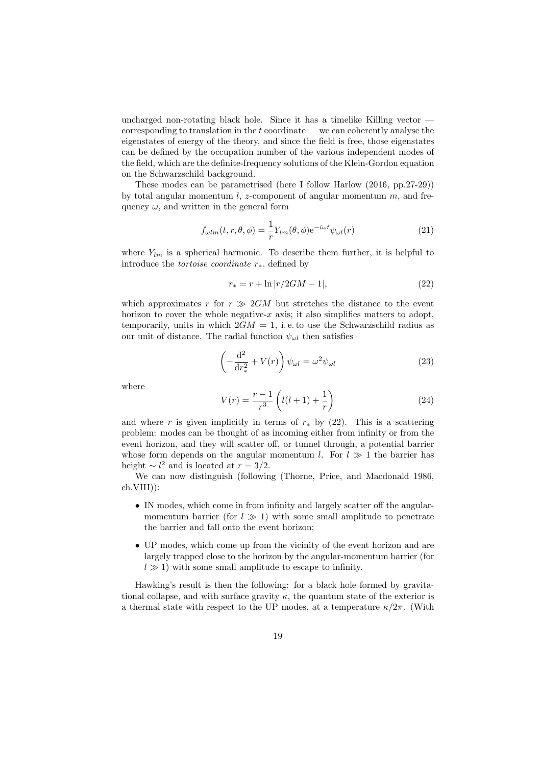uncharged non-rotating black hole. Since it has a timelike Killing vector — corresponding to translation in the $t$ coordinate — we can coherently analyse the eigenstates of energy of the theory, and since the field is free, those eigenstates can be defined by the occupation number of the various independent modes of the field, which are the definite-frequency solutions of the Klein-Gordon equation on the Schwarzschild background.

These modes can be parametrised (here I follow Harlow (2016, pp.27-29)) by total angular momentum $l$, $z$-component of angular momentum $m$, and frequency $\omega$, and written in the general form

$$f_{\omega lm}(t,r,\theta,\phi) = \frac{1}{r} Y_{lm}(\theta,\phi) \mathrm{e}^{-i\omega t} \psi_{\omega l}(r) \tag{21}$$

where $Y_{lm}$ is a spherical harmonic. To describe them further, it is helpful to introduce the *tortoise coordinate* $r_*$, defined by

$$r_* = r + \ln |r/2GM - 1|, \tag{22}$$

which approximates $r$ for $r \gg 2GM$ but stretches the distance to the event horizon to cover the whole negative-$x$ axis; it also simplifies matters to adopt, temporarily, units in which $2GM = 1$, i. e. to use the Schwarzschild radius as our unit of distance. The radial function $\psi_{\omega l}$ then satisfies

$$\left( -\frac{\mathrm{d}^2}{\mathrm{d}r_*^2} + V(r) \right) \psi_{\omega l} = \omega^2 \psi_{\omega l} \tag{23}$$

where

$$V(r) = \frac{r-1}{r^3} \left( l(l+1) + \frac{1}{r} \right) \tag{24}$$

and where $r$ is given implicitly in terms of $r_*$ by (22). This is a scattering problem: modes can be thought of as incoming either from infinity or from the event horizon, and they will scatter off, or tunnel through, a potential barrier whose form depends on the angular momentum $l$. For $l \gg 1$ the barrier has height $\sim l^2$ and is located at $r = 3/2$.

We can now distinguish (following (Thorne, Price, and Macdonald 1986, ch.VIII)):

- IN modes, which come in from infinity and largely scatter off the angular-momentum barrier (for $l \gg 1$) with some small amplitude to penetrate the barrier and fall onto the event horizon;
- UP modes, which come up from the vicinity of the event horizon and are largely trapped close to the horizon by the angular-momentum barrier (for $l \gg 1$) with some small amplitude to escape to infinity.

Hawking's result is then the following: for a black hole formed by gravitational collapse, and with surface gravity $\kappa$, the quantum state of the exterior is a thermal state with respect to the UP modes, at a temperature $\kappa/2\pi$. (With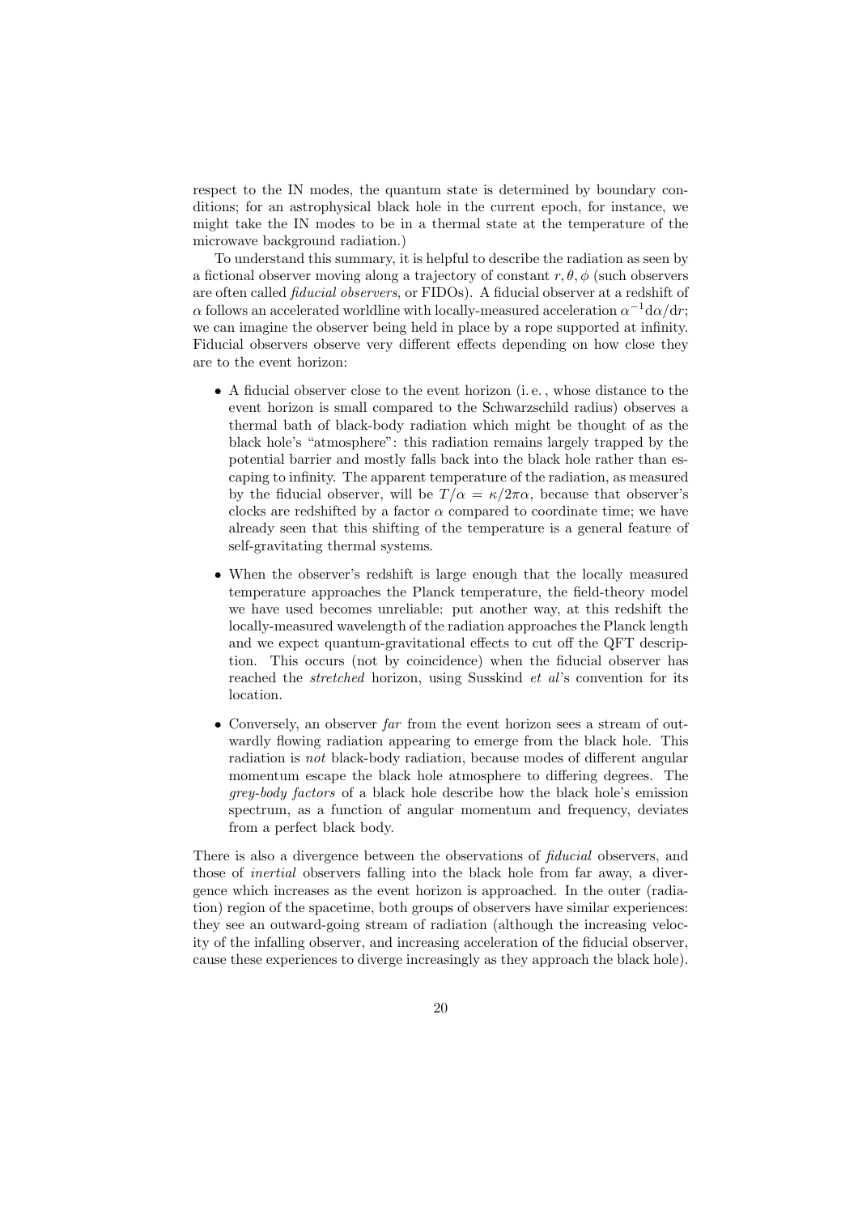respect to the IN modes, the quantum state is determined by boundary conditions; for an astrophysical black hole in the current epoch, for instance, we might take the IN modes to be in a thermal state at the temperature of the microwave background radiation.)

To understand this summary, it is helpful to describe the radiation as seen by a fictional observer moving along a trajectory of constant $r, \theta, \phi$ (such observers are often called *fiducial observers*, or FIDOs). A fiducial observer at a redshift of $\alpha$ follows an accelerated worldline with locally-measured acceleration $\alpha^{-1}\mathrm{d}\alpha/\mathrm{d}r$; we can imagine the observer being held in place by a rope supported at infinity. Fiducial observers observe very different effects depending on how close they are to the event horizon:

- A fiducial observer close to the event horizon (i. e., whose distance to the event horizon is small compared to the Schwarzschild radius) observes a thermal bath of black-body radiation which might be thought of as the black hole's "atmosphere": this radiation remains largely trapped by the potential barrier and mostly falls back into the black hole rather than escaping to infinity. The apparent temperature of the radiation, as measured by the fiducial observer, will be $T/\alpha = \kappa/2\pi\alpha$, because that observer's clocks are redshifted by a factor $\alpha$ compared to coordinate time; we have already seen that this shifting of the temperature is a general feature of self-gravitating thermal systems.

- When the observer's redshift is large enough that the locally measured temperature approaches the Planck temperature, the field-theory model we have used becomes unreliable: put another way, at this redshift the locally-measured wavelength of the radiation approaches the Planck length and we expect quantum-gravitational effects to cut off the QFT description. This occurs (not by coincidence) when the fiducial observer has reached the *stretched* horizon, using Susskind *et al*'s convention for its location.

- Conversely, an observer *far* from the event horizon sees a stream of outwardly flowing radiation appearing to emerge from the black hole. This radiation is *not* black-body radiation, because modes of different angular momentum escape the black hole atmosphere to differing degrees. The *grey-body factors* of a black hole describe how the black hole's emission spectrum, as a function of angular momentum and frequency, deviates from a perfect black body.

There is also a divergence between the observations of *fiducial* observers, and those of *inertial* observers falling into the black hole from far away, a divergence which increases as the event horizon is approached. In the outer (radiation) region of the spacetime, both groups of observers have similar experiences: they see an outward-going stream of radiation (although the increasing velocity of the infalling observer, and increasing acceleration of the fiducial observer, cause these experiences to diverge increasingly as they approach the black hole).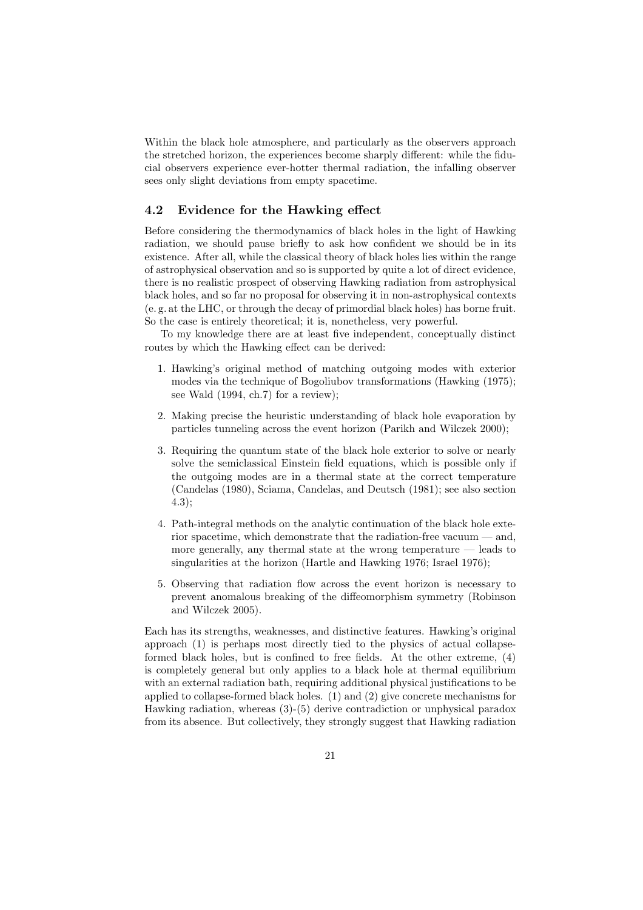Within the black hole atmosphere, and particularly as the observers approach the stretched horizon, the experiences become sharply different: while the fiducial observers experience ever-hotter thermal radiation, the infalling observer sees only slight deviations from empty spacetime.

## 4.2 Evidence for the Hawking effect

Before considering the thermodynamics of black holes in the light of Hawking radiation, we should pause briefly to ask how confident we should be in its existence. After all, while the classical theory of black holes lies within the range of astrophysical observation and so is supported by quite a lot of direct evidence, there is no realistic prospect of observing Hawking radiation from astrophysical black holes, and so far no proposal for observing it in non-astrophysical contexts (e. g. at the LHC, or through the decay of primordial black holes) has borne fruit. So the case is entirely theoretical; it is, nonetheless, very powerful.

To my knowledge there are at least five independent, conceptually distinct routes by which the Hawking effect can be derived:

1. Hawking's original method of matching outgoing modes with exterior modes via the technique of Bogoliubov transformations (Hawking (1975); see Wald (1994, ch.7) for a review);
2. Making precise the heuristic understanding of black hole evaporation by particles tunneling across the event horizon (Parikh and Wilczek 2000);
3. Requiring the quantum state of the black hole exterior to solve or nearly solve the semiclassical Einstein field equations, which is possible only if the outgoing modes are in a thermal state at the correct temperature (Candelas (1980), Sciama, Candelas, and Deutsch (1981); see also section 4.3);
4. Path-integral methods on the analytic continuation of the black hole exterior spacetime, which demonstrate that the radiation-free vacuum — and, more generally, any thermal state at the wrong temperature — leads to singularities at the horizon (Hartle and Hawking 1976; Israel 1976);
5. Observing that radiation flow across the event horizon is necessary to prevent anomalous breaking of the diffeomorphism symmetry (Robinson and Wilczek 2005).

Each has its strengths, weaknesses, and distinctive features. Hawking's original approach (1) is perhaps most directly tied to the physics of actual collapse-formed black holes, but is confined to free fields. At the other extreme, (4) is completely general but only applies to a black hole at thermal equilibrium with an external radiation bath, requiring additional physical justifications to be applied to collapse-formed black holes. (1) and (2) give concrete mechanisms for Hawking radiation, whereas (3)-(5) derive contradiction or unphysical paradox from its absence. But collectively, they strongly suggest that Hawking radiation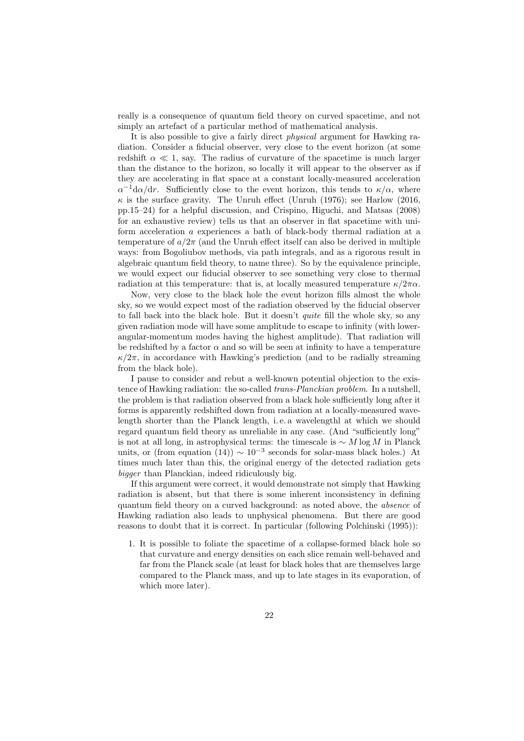really is a consequence of quantum field theory on curved spacetime, and not simply an artefact of a particular method of mathematical analysis.

It is also possible to give a fairly direct *physical* argument for Hawking radiation. Consider a fiducial observer, very close to the event horizon (at some redshift $\alpha \ll 1$, say. The radius of curvature of the spacetime is much larger than the distance to the horizon, so locally it will appear to the observer as if they are accelerating in flat space at a constant locally-measured acceleration $\alpha^{-1}\mathrm{d}\alpha/\mathrm{d}r$. Sufficiently close to the event horizon, this tends to $\kappa/\alpha$, where $\kappa$ is the surface gravity. The Unruh effect (Unruh (1976); see Harlow (2016, pp.15–24) for a helpful discussion, and Crispino, Higuchi, and Matsas (2008) for an exhaustive review) tells us that an observer in flat spacetime with uniform acceleration $a$ experiences a bath of black-body thermal radiation at a temperature of $a/2\pi$ (and the Unruh effect itself can also be derived in multiple ways: from Bogoliubov methods, via path integrals, and as a rigorous result in algebraic quantum field theory, to name three). So by the equivalence principle, we would expect our fiducial observer to see something very close to thermal radiation at this temperature: that is, at locally measured temperature $\kappa/2\pi\alpha$.

Now, very close to the black hole the event horizon fills almost the whole sky, so we would expect most of the radiation observed by the fiducial observer to fall back into the black hole. But it doesn't *quite* fill the whole sky, so any given radiation mode will have some amplitude to escape to infinity (with lower-angular-momentum modes having the highest amplitude). That radiation will be redshifted by a factor $\alpha$ and so will be seen at infinity to have a temperature $\kappa/2\pi$, in accordance with Hawking's prediction (and to be radially streaming from the black hole).

I pause to consider and rebut a well-known potential objection to the existence of Hawking radiation: the so-called *trans-Planckian problem*. In a nutshell, the problem is that radiation observed from a black hole sufficiently long after it forms is apparently redshifted down from radiation at a locally-measured wavelength shorter than the Planck length, i. e. a wavelengthl at which we should regard quantum field theory as unreliable in any case. (And "sufficiently long" is not at all long, in astrophysical terms: the timescale is $\sim M \log M$ in Planck units, or (from equation (14)) $\sim 10^{-3}$ seconds for solar-mass black holes.) At times much later than this, the original energy of the detected radiation gets *bigger* than Planckian, indeed ridiculously big.

If this argument were correct, it would demonstrate not simply that Hawking radiation is absent, but that there is some inherent inconsistency in defining quantum field theory on a curved background: as noted above, the *absence* of Hawking radiation also leads to unphysical phenomena. But there are good reasons to doubt that it is correct. In particular (following Polchinski (1995)):

1. It is possible to foliate the spacetime of a collapse-formed black hole so that curvature and energy densities on each slice remain well-behaved and far from the Planck scale (at least for black holes that are themselves large compared to the Planck mass, and up to late stages in its evaporation, of which more later).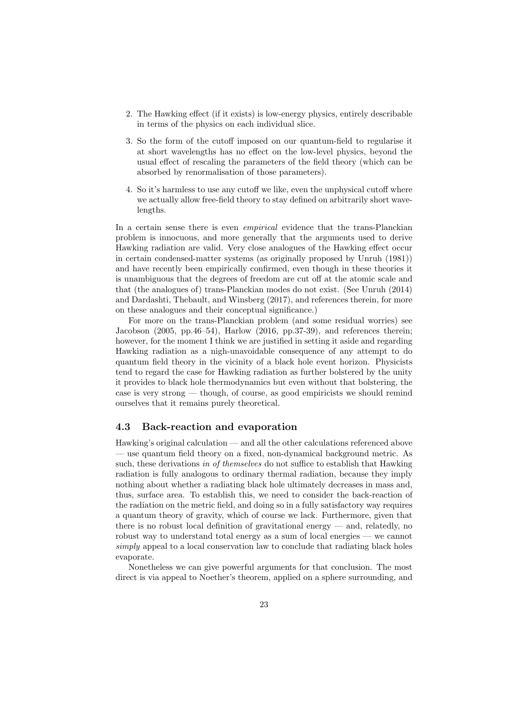2. The Hawking effect (if it exists) is low-energy physics, entirely describable in terms of the physics on each individual slice.

3. So the form of the cutoff imposed on our quantum-field to regularise it at short wavelengths has no effect on the low-level physics, beyond the usual effect of rescaling the parameters of the field theory (which can be absorbed by renormalisation of those parameters).

4. So it's harmless to use any cutoff we like, even the unphysical cutoff where we actually allow free-field theory to stay defined on arbitrarily short wavelengths.

In a certain sense there is even *empirical* evidence that the trans-Planckian problem is innocuous, and more generally that the arguments used to derive Hawking radiation are valid. Very close analogues of the Hawking effect occur in certain condensed-matter systems (as originally proposed by Unruh (1981)) and have recently been empirically confirmed, even though in these theories it is unambiguous that the degrees of freedom are cut off at the atomic scale and that (the analogues of) trans-Planckian modes do not exist. (See Unruh (2014) and Dardashti, Thebault, and Winsberg (2017), and references therein, for more on these analogues and their conceptual significance.)

For more on the trans-Planckian problem (and some residual worries) see Jacobson (2005, pp.46–54), Harlow (2016, pp.37-39), and references therein; however, for the moment I think we are justified in setting it aside and regarding Hawking radiation as a nigh-unavoidable consequence of any attempt to do quantum field theory in the vicinity of a black hole event horizon. Physicists tend to regard the case for Hawking radiation as further bolstered by the unity it provides to black hole thermodynamics but even without that bolstering, the case is very strong — though, of course, as good empiricists we should remind ourselves that it remains purely theoretical.

### 4.3 Back-reaction and evaporation

Hawking's original calculation — and all the other calculations referenced above — use quantum field theory on a fixed, non-dynamical background metric. As such, these derivations *in of themselves* do not suffice to establish that Hawking radiation is fully analogous to ordinary thermal radiation, because they imply nothing about whether a radiating black hole ultimately decreases in mass and, thus, surface area. To establish this, we need to consider the back-reaction of the radiation on the metric field, and doing so in a fully satisfactory way requires a quantum theory of gravity, which of course we lack. Furthermore, given that there is no robust local definition of gravitational energy — and, relatedly, no robust way to understand total energy as a sum of local energies — we cannot *simply* appeal to a local conservation law to conclude that radiating black holes evaporate.

Nonetheless we can give powerful arguments for that conclusion. The most direct is via appeal to Noether's theorem, applied on a sphere surrounding, and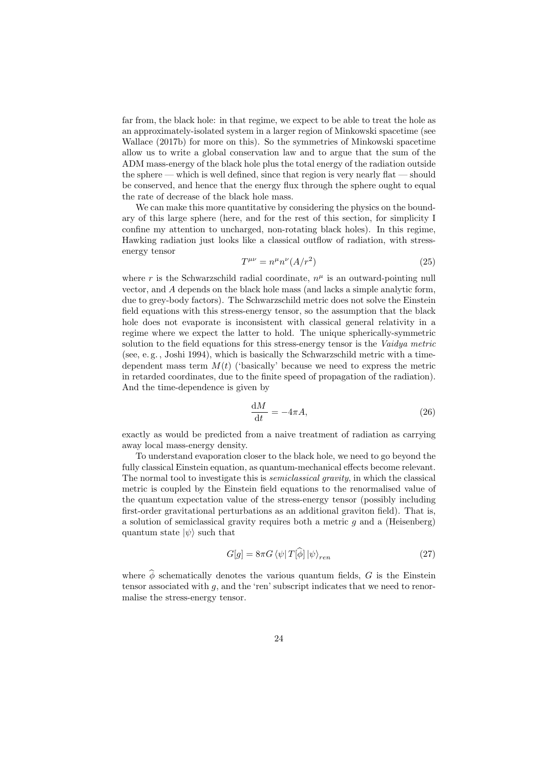far from, the black hole: in that regime, we expect to be able to treat the hole as an approximately-isolated system in a larger region of Minkowski spacetime (see Wallace (2017b) for more on this). So the symmetries of Minkowski spacetime allow us to write a global conservation law and to argue that the sum of the ADM mass-energy of the black hole plus the total energy of the radiation outside the sphere — which is well defined, since that region is very nearly flat — should be conserved, and hence that the energy flux through the sphere ought to equal the rate of decrease of the black hole mass.

We can make this more quantitative by considering the physics on the boundary of this large sphere (here, and for the rest of this section, for simplicity I confine my attention to uncharged, non-rotating black holes). In this regime, Hawking radiation just looks like a classical outflow of radiation, with stress-energy tensor

$$T^{\mu\nu} = n^\mu n^\nu (A/r^2) \tag{25}$$

where $r$ is the Schwarzschild radial coordinate, $n^\mu$ is an outward-pointing null vector, and $A$ depends on the black hole mass (and lacks a simple analytic form, due to grey-body factors). The Schwarzschild metric does not solve the Einstein field equations with this stress-energy tensor, so the assumption that the black hole does not evaporate is inconsistent with classical general relativity in a regime where we expect the latter to hold. The unique spherically-symmetric solution to the field equations for this stress-energy tensor is the *Vaidya metric* (see, e. g. , Joshi 1994), which is basically the Schwarzschild metric with a time-dependent mass term $M(t)$ ('basically' because we need to express the metric in retarded coordinates, due to the finite speed of propagation of the radiation). And the time-dependence is given by

$$\frac{\mathrm{d}M}{\mathrm{d}t} = -4\pi A, \tag{26}$$

exactly as would be predicted from a naive treatment of radiation as carrying away local mass-energy density.

To understand evaporation closer to the black hole, we need to go beyond the fully classical Einstein equation, as quantum-mechanical effects become relevant. The normal tool to investigate this is *semiclassical gravity*, in which the classical metric is coupled by the Einstein field equations to the renormalised value of the quantum expectation value of the stress-energy tensor (possibly including first-order gravitational perturbations as an additional graviton field). That is, a solution of semiclassical gravity requires both a metric $g$ and a (Heisenberg) quantum state $|\psi\rangle$ such that

$$G[g] = 8\pi G \left\langle \psi \right| T[\widehat{\phi}] \left| \psi \right\rangle_{ren} \tag{27}$$

where $\widehat{\phi}$ schematically denotes the various quantum fields, $G$ is the Einstein tensor associated with $g$, and the 'ren' subscript indicates that we need to renormalise the stress-energy tensor.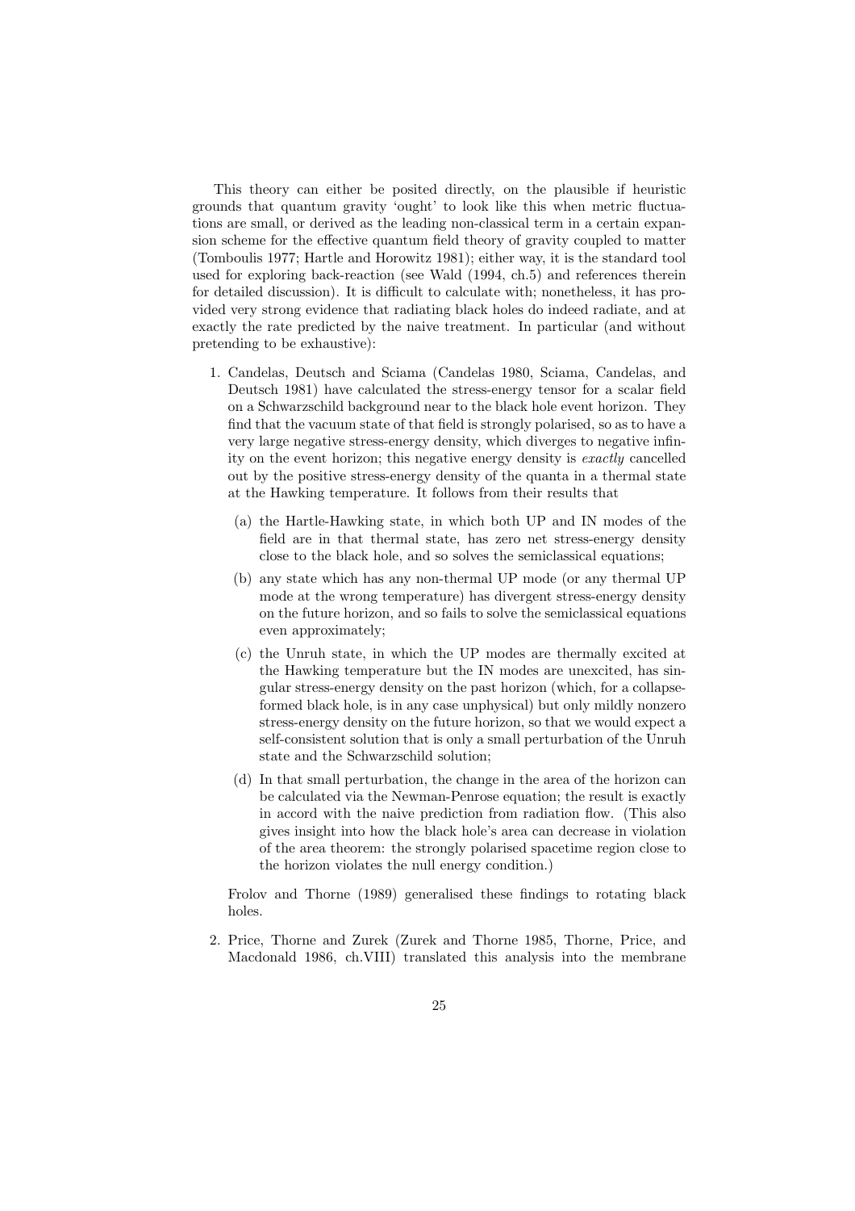This theory can either be posited directly, on the plausible if heuristic grounds that quantum gravity 'ought' to look like this when metric fluctuations are small, or derived as the leading non-classical term in a certain expansion scheme for the effective quantum field theory of gravity coupled to matter (Tomboulis 1977; Hartle and Horowitz 1981); either way, it is the standard tool used for exploring back-reaction (see Wald (1994, ch.5) and references therein for detailed discussion). It is difficult to calculate with; nonetheless, it has provided very strong evidence that radiating black holes do indeed radiate, and at exactly the rate predicted by the naive treatment. In particular (and without pretending to be exhaustive):

1. Candelas, Deutsch and Sciama (Candelas 1980, Sciama, Candelas, and Deutsch 1981) have calculated the stress-energy tensor for a scalar field on a Schwarzschild background near to the black hole event horizon. They find that the vacuum state of that field is strongly polarised, so as to have a very large negative stress-energy density, which diverges to negative infinity on the event horizon; this negative energy density is *exactly* cancelled out by the positive stress-energy density of the quanta in a thermal state at the Hawking temperature. It follows from their results that

   (a) the Hartle-Hawking state, in which both UP and IN modes of the field are in that thermal state, has zero net stress-energy density close to the black hole, and so solves the semiclassical equations;

   (b) any state which has any non-thermal UP mode (or any thermal UP mode at the wrong temperature) has divergent stress-energy density on the future horizon, and so fails to solve the semiclassical equations even approximately;

   (c) the Unruh state, in which the UP modes are thermally excited at the Hawking temperature but the IN modes are unexcited, has singular stress-energy density on the past horizon (which, for a collapse-formed black hole, is in any case unphysical) but only mildly nonzero stress-energy density on the future horizon, so that we would expect a self-consistent solution that is only a small perturbation of the Unruh state and the Schwarzschild solution;

   (d) In that small perturbation, the change in the area of the horizon can be calculated via the Newman-Penrose equation; the result is exactly in accord with the naive prediction from radiation flow. (This also gives insight into how the black hole's area can decrease in violation of the area theorem: the strongly polarised spacetime region close to the horizon violates the null energy condition.)

   Frolov and Thorne (1989) generalised these findings to rotating black holes.

2. Price, Thorne and Zurek (Zurek and Thorne 1985, Thorne, Price, and Macdonald 1986, ch.VIII) translated this analysis into the membrane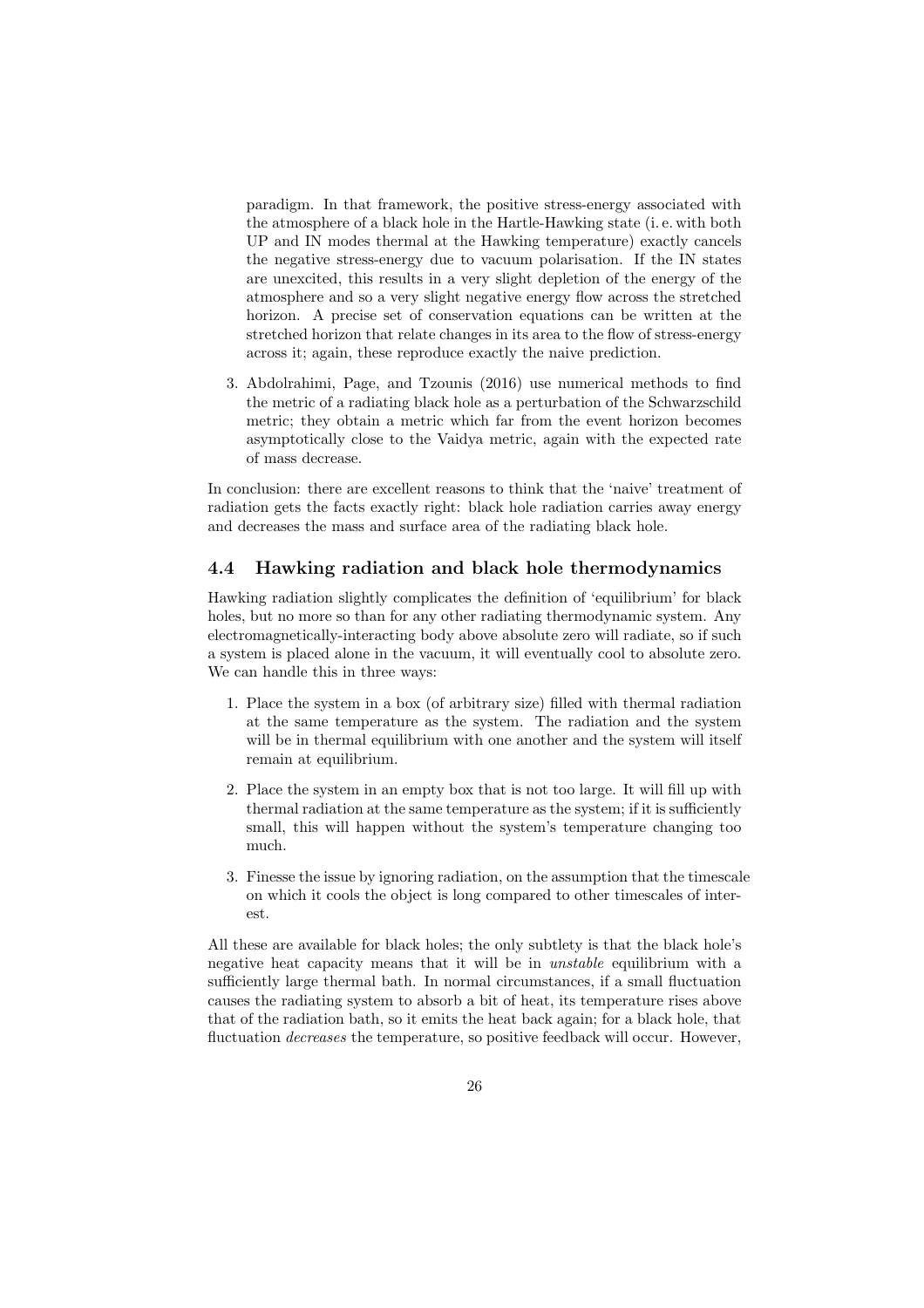paradigm. In that framework, the positive stress-energy associated with the atmosphere of a black hole in the Hartle-Hawking state (i. e. with both UP and IN modes thermal at the Hawking temperature) exactly cancels the negative stress-energy due to vacuum polarisation. If the IN states are unexcited, this results in a very slight depletion of the energy of the atmosphere and so a very slight negative energy flow across the stretched horizon. A precise set of conservation equations can be written at the stretched horizon that relate changes in its area to the flow of stress-energy across it; again, these reproduce exactly the naive prediction.

3. Abdolrahimi, Page, and Tzounis (2016) use numerical methods to find the metric of a radiating black hole as a perturbation of the Schwarzschild metric; they obtain a metric which far from the event horizon becomes asymptotically close to the Vaidya metric, again with the expected rate of mass decrease.

In conclusion: there are excellent reasons to think that the 'naive' treatment of radiation gets the facts exactly right: black hole radiation carries away energy and decreases the mass and surface area of the radiating black hole.

### 4.4 Hawking radiation and black hole thermodynamics

Hawking radiation slightly complicates the definition of 'equilibrium' for black holes, but no more so than for any other radiating thermodynamic system. Any electromagnetically-interacting body above absolute zero will radiate, so if such a system is placed alone in the vacuum, it will eventually cool to absolute zero. We can handle this in three ways:

1. Place the system in a box (of arbitrary size) filled with thermal radiation at the same temperature as the system. The radiation and the system will be in thermal equilibrium with one another and the system will itself remain at equilibrium.
2. Place the system in an empty box that is not too large. It will fill up with thermal radiation at the same temperature as the system; if it is sufficiently small, this will happen without the system's temperature changing too much.
3. Finesse the issue by ignoring radiation, on the assumption that the timescale on which it cools the object is long compared to other timescales of interest.

All these are available for black holes; the only subtlety is that the black hole's negative heat capacity means that it will be in *unstable* equilibrium with a sufficiently large thermal bath. In normal circumstances, if a small fluctuation causes the radiating system to absorb a bit of heat, its temperature rises above that of the radiation bath, so it emits the heat back again; for a black hole, that fluctuation *decreases* the temperature, so positive feedback will occur. However,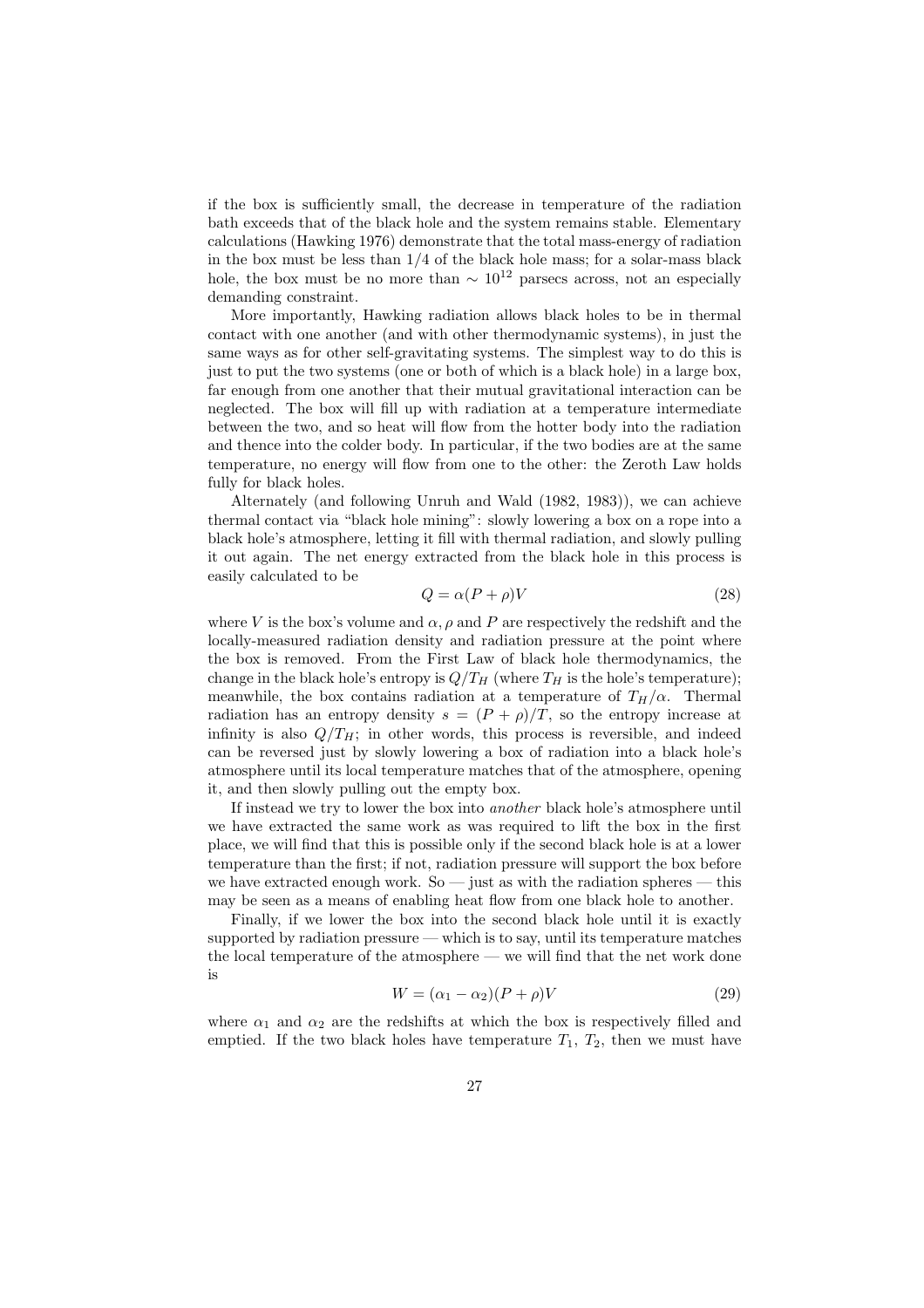if the box is sufficiently small, the decrease in temperature of the radiation bath exceeds that of the black hole and the system remains stable. Elementary calculations (Hawking 1976) demonstrate that the total mass-energy of radiation in the box must be less than 1/4 of the black hole mass; for a solar-mass black hole, the box must be no more than $\sim 10^{12}$ parsecs across, not an especially demanding constraint.

More importantly, Hawking radiation allows black holes to be in thermal contact with one another (and with other thermodynamic systems), in just the same ways as for other self-gravitating systems. The simplest way to do this is just to put the two systems (one or both of which is a black hole) in a large box, far enough from one another that their mutual gravitational interaction can be neglected. The box will fill up with radiation at a temperature intermediate between the two, and so heat will flow from the hotter body into the radiation and thence into the colder body. In particular, if the two bodies are at the same temperature, no energy will flow from one to the other: the Zeroth Law holds fully for black holes.

Alternately (and following Unruh and Wald (1982, 1983)), we can achieve thermal contact via "black hole mining": slowly lowering a box on a rope into a black hole's atmosphere, letting it fill with thermal radiation, and slowly pulling it out again. The net energy extracted from the black hole in this process is easily calculated to be

$$Q = \alpha(P + \rho)V \tag{28}$$

where $V$ is the box's volume and $\alpha, \rho$ and $P$ are respectively the redshift and the locally-measured radiation density and radiation pressure at the point where the box is removed. From the First Law of black hole thermodynamics, the change in the black hole's entropy is $Q/T_H$ (where $T_H$ is the hole's temperature); meanwhile, the box contains radiation at a temperature of $T_H/\alpha$. Thermal radiation has an entropy density $s = (P + \rho)/T$, so the entropy increase at infinity is also $Q/T_H$; in other words, this process is reversible, and indeed can be reversed just by slowly lowering a box of radiation into a black hole's atmosphere until its local temperature matches that of the atmosphere, opening it, and then slowly pulling out the empty box.

If instead we try to lower the box into *another* black hole's atmosphere until we have extracted the same work as was required to lift the box in the first place, we will find that this is possible only if the second black hole is at a lower temperature than the first; if not, radiation pressure will support the box before we have extracted enough work. So — just as with the radiation spheres — this may be seen as a means of enabling heat flow from one black hole to another.

Finally, if we lower the box into the second black hole until it is exactly supported by radiation pressure — which is to say, until its temperature matches the local temperature of the atmosphere — we will find that the net work done is

$$W = (\alpha_1 - \alpha_2)(P + \rho)V \tag{29}$$

where $\alpha_1$ and $\alpha_2$ are the redshifts at which the box is respectively filled and emptied. If the two black holes have temperature $T_1$, $T_2$, then we must have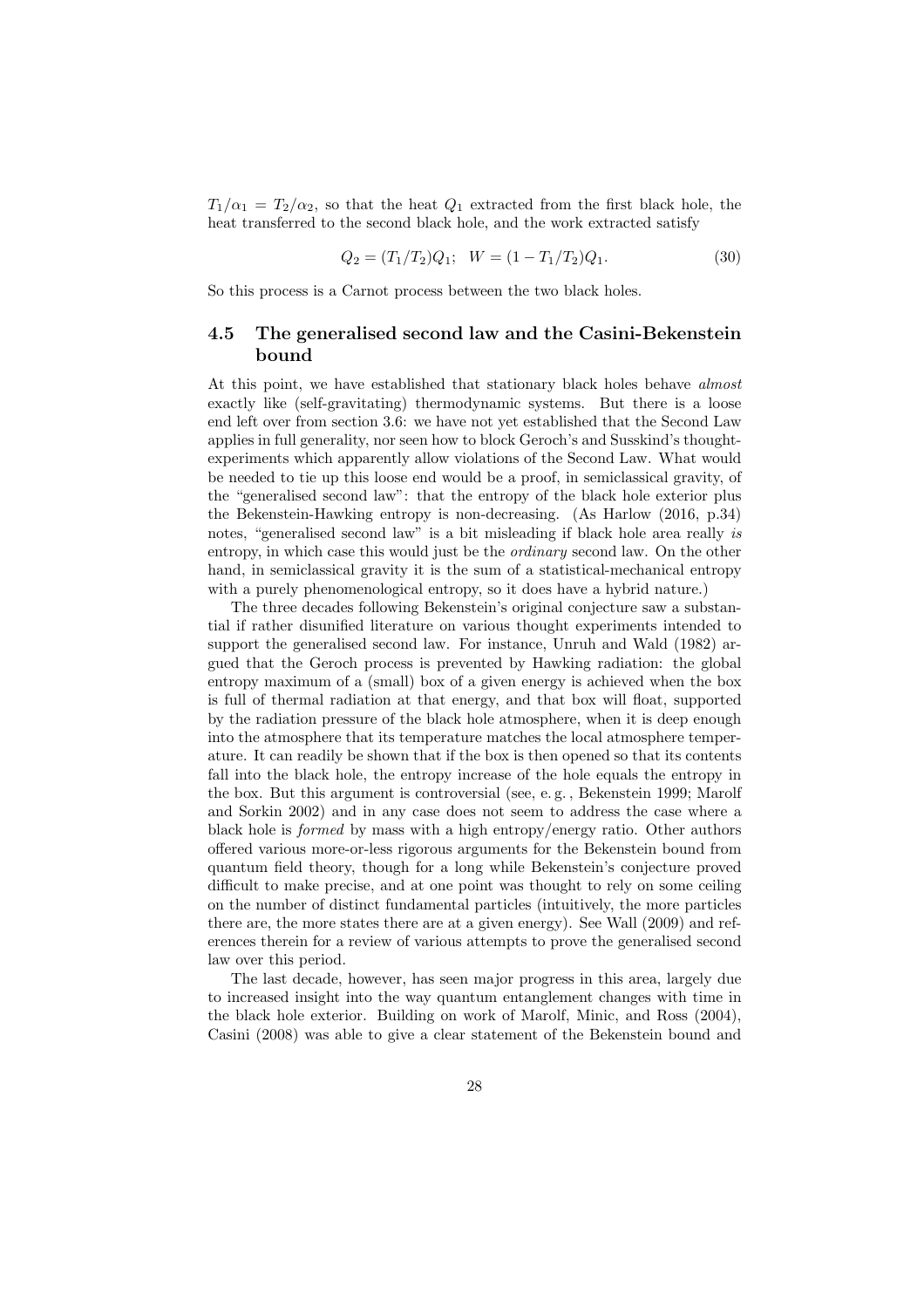$T_1/\alpha_1 = T_2/\alpha_2$, so that the heat $Q_1$ extracted from the first black hole, the heat transferred to the second black hole, and the work extracted satisfy

$$Q_2 = (T_1/T_2)Q_1; \quad W = (1 - T_1/T_2)Q_1. \tag{30}$$

So this process is a Carnot process between the two black holes.

### 4.5 The generalised second law and the Casini-Bekenstein bound

At this point, we have established that stationary black holes behave *almost* exactly like (self-gravitating) thermodynamic systems. But there is a loose end left over from section 3.6: we have not yet established that the Second Law applies in full generality, nor seen how to block Geroch's and Susskind's thought-experiments which apparently allow violations of the Second Law. What would be needed to tie up this loose end would be a proof, in semiclassical gravity, of the "generalised second law": that the entropy of the black hole exterior plus the Bekenstein-Hawking entropy is non-decreasing. (As Harlow (2016, p.34) notes, "generalised second law" is a bit misleading if black hole area really *is* entropy, in which case this would just be the *ordinary* second law. On the other hand, in semiclassical gravity it is the sum of a statistical-mechanical entropy with a purely phenomenological entropy, so it does have a hybrid nature.)

The three decades following Bekenstein's original conjecture saw a substantial if rather disunified literature on various thought experiments intended to support the generalised second law. For instance, Unruh and Wald (1982) argued that the Geroch process is prevented by Hawking radiation: the global entropy maximum of a (small) box of a given energy is achieved when the box is full of thermal radiation at that energy, and that box will float, supported by the radiation pressure of the black hole atmosphere, when it is deep enough into the atmosphere that its temperature matches the local atmosphere temperature. It can readily be shown that if the box is then opened so that its contents fall into the black hole, the entropy increase of the hole equals the entropy in the box. But this argument is controversial (see, e. g. , Bekenstein 1999; Marolf and Sorkin 2002) and in any case does not seem to address the case where a black hole is *formed* by mass with a high entropy/energy ratio. Other authors offered various more-or-less rigorous arguments for the Bekenstein bound from quantum field theory, though for a long while Bekenstein's conjecture proved difficult to make precise, and at one point was thought to rely on some ceiling on the number of distinct fundamental particles (intuitively, the more particles there are, the more states there are at a given energy). See Wall (2009) and references therein for a review of various attempts to prove the generalised second law over this period.

The last decade, however, has seen major progress in this area, largely due to increased insight into the way quantum entanglement changes with time in the black hole exterior. Building on work of Marolf, Minic, and Ross (2004), Casini (2008) was able to give a clear statement of the Bekenstein bound and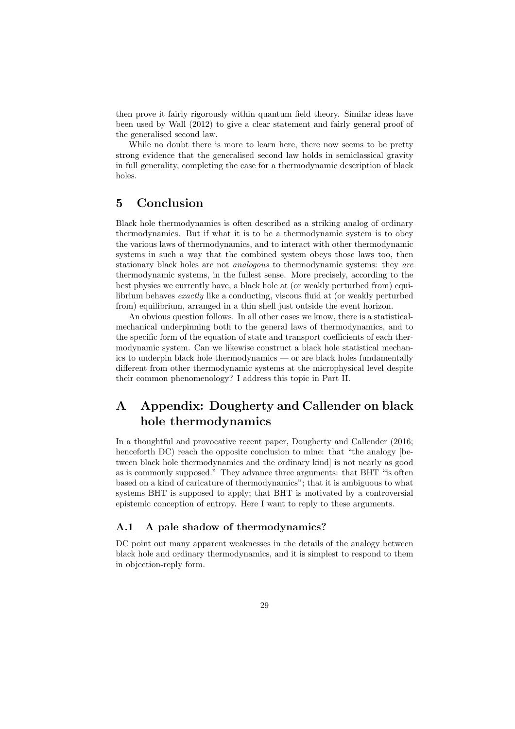then prove it fairly rigorously within quantum field theory. Similar ideas have been used by Wall (2012) to give a clear statement and fairly general proof of the generalised second law.

While no doubt there is more to learn here, there now seems to be pretty strong evidence that the generalised second law holds in semiclassical gravity in full generality, completing the case for a thermodynamic description of black holes.

## 5 Conclusion

Black hole thermodynamics is often described as a striking analog of ordinary thermodynamics. But if what it is to be a thermodynamic system is to obey the various laws of thermodynamics, and to interact with other thermodynamic systems in such a way that the combined system obeys those laws too, then stationary black holes are not *analogous* to thermodynamic systems: they *are* thermodynamic systems, in the fullest sense. More precisely, according to the best physics we currently have, a black hole at (or weakly perturbed from) equilibrium behaves *exactly* like a conducting, viscous fluid at (or weakly perturbed from) equilibrium, arranged in a thin shell just outside the event horizon.

An obvious question follows. In all other cases we know, there is a statistical-mechanical underpinning both to the general laws of thermodynamics, and to the specific form of the equation of state and transport coefficients of each thermodynamic system. Can we likewise construct a black hole statistical mechanics to underpin black hole thermodynamics — or are black holes fundamentally different from other thermodynamic systems at the microphysical level despite their common phenomenology? I address this topic in Part II.

## A Appendix: Dougherty and Callender on black hole thermodynamics

In a thoughtful and provocative recent paper, Dougherty and Callender (2016; henceforth DC) reach the opposite conclusion to mine: that "the analogy [between black hole thermodynamics and the ordinary kind] is not nearly as good as is commonly supposed." They advance three arguments: that BHT "is often based on a kind of caricature of thermodynamics"; that it is ambiguous to what systems BHT is supposed to apply; that BHT is motivated by a controversial epistemic conception of entropy. Here I want to reply to these arguments.

### A.1 A pale shadow of thermodynamics?

DC point out many apparent weaknesses in the details of the analogy between black hole and ordinary thermodynamics, and it is simplest to respond to them in objection-reply form.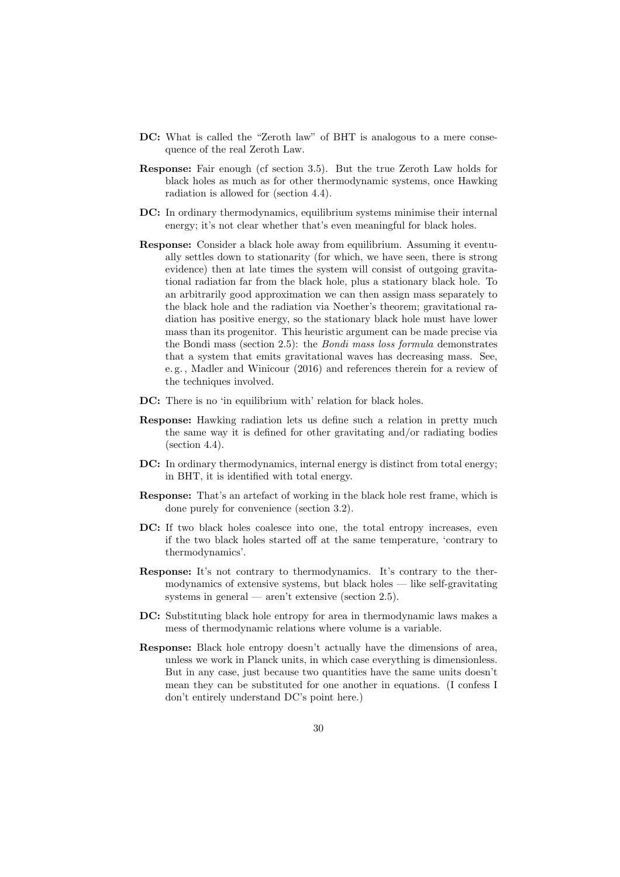**DC:** What is called the "Zeroth law" of BHT is analogous to a mere consequence of the real Zeroth Law.

**Response:** Fair enough (cf section 3.5). But the true Zeroth Law holds for black holes as much as for other thermodynamic systems, once Hawking radiation is allowed for (section 4.4).

**DC:** In ordinary thermodynamics, equilibrium systems minimise their internal energy; it's not clear whether that's even meaningful for black holes.

**Response:** Consider a black hole away from equilibrium. Assuming it eventually settles down to stationarity (for which, we have seen, there is strong evidence) then at late times the system will consist of outgoing gravitational radiation far from the black hole, plus a stationary black hole. To an arbitrarily good approximation we can then assign mass separately to the black hole and the radiation via Noether's theorem; gravitational radiation has positive energy, so the stationary black hole must have lower mass than its progenitor. This heuristic argument can be made precise via the Bondi mass (section 2.5): the *Bondi mass loss formula* demonstrates that a system that emits gravitational waves has decreasing mass. See, e. g. , Madler and Winicour (2016) and references therein for a review of the techniques involved.

**DC:** There is no 'in equilibrium with' relation for black holes.

**Response:** Hawking radiation lets us define such a relation in pretty much the same way it is defined for other gravitating and/or radiating bodies (section 4.4).

**DC:** In ordinary thermodynamics, internal energy is distinct from total energy; in BHT, it is identified with total energy.

**Response:** That's an artefact of working in the black hole rest frame, which is done purely for convenience (section 3.2).

**DC:** If two black holes coalesce into one, the total entropy increases, even if the two black holes started off at the same temperature, 'contrary to thermodynamics'.

**Response:** It's not contrary to thermodynamics. It's contrary to the thermodynamics of extensive systems, but black holes — like self-gravitating systems in general — aren't extensive (section 2.5).

**DC:** Substituting black hole entropy for area in thermodynamic laws makes a mess of thermodynamic relations where volume is a variable.

**Response:** Black hole entropy doesn't actually have the dimensions of area, unless we work in Planck units, in which case everything is dimensionless. But in any case, just because two quantities have the same units doesn't mean they can be substituted for one another in equations. (I confess I don't entirely understand DC's point here.)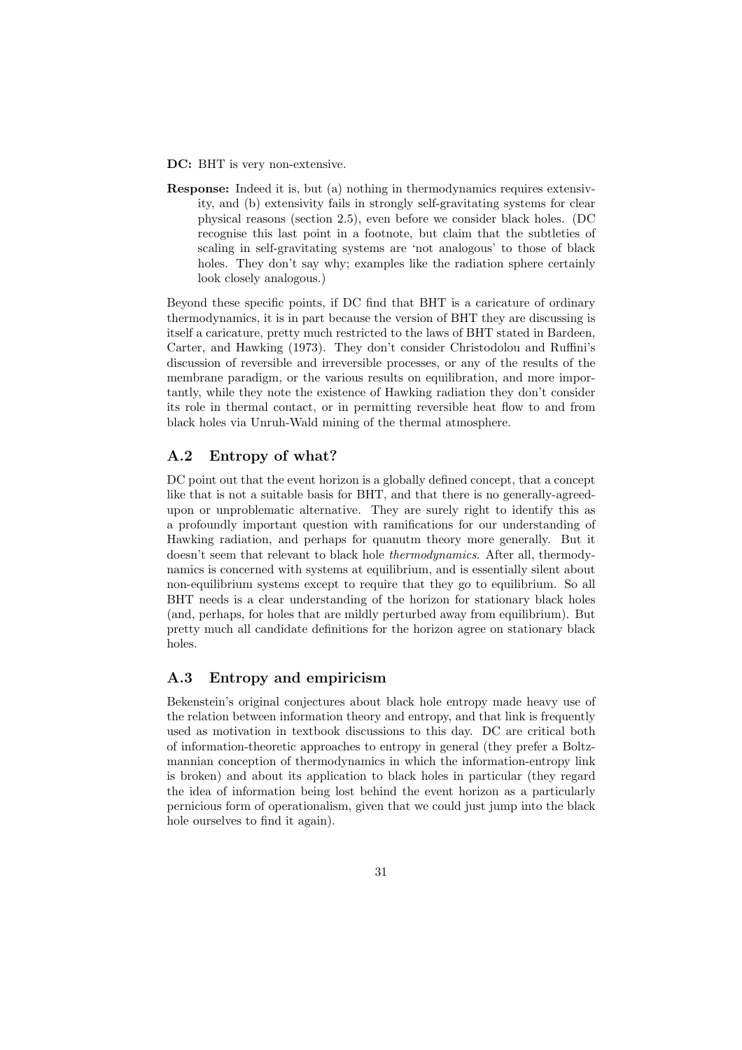**DC:** BHT is very non-extensive.

**Response:** Indeed it is, but (a) nothing in thermodynamics requires extensivity, and (b) extensivity fails in strongly self-gravitating systems for clear physical reasons (section 2.5), even before we consider black holes. (DC recognise this last point in a footnote, but claim that the subtleties of scaling in self-gravitating systems are 'not analogous' to those of black holes. They don't say why; examples like the radiation sphere certainly look closely analogous.)

Beyond these specific points, if DC find that BHT is a caricature of ordinary thermodynamics, it is in part because the version of BHT they are discussing is itself a caricature, pretty much restricted to the laws of BHT stated in Bardeen, Carter, and Hawking (1973). They don't consider Christodolou and Ruffini's discussion of reversible and irreversible processes, or any of the results of the membrane paradigm, or the various results on equilibration, and more importantly, while they note the existence of Hawking radiation they don't consider its role in thermal contact, or in permitting reversible heat flow to and from black holes via Unruh-Wald mining of the thermal atmosphere.

## A.2 Entropy of what?

DC point out that the event horizon is a globally defined concept, that a concept like that is not a suitable basis for BHT, and that there is no generally-agreed-upon or unproblematic alternative. They are surely right to identify this as a profoundly important question with ramifications for our understanding of Hawking radiation, and perhaps for quanutm theory more generally. But it doesn't seem that relevant to black hole *thermodynamics*. After all, thermodynamics is concerned with systems at equilibrium, and is essentially silent about non-equilibrium systems except to require that they go to equilibrium. So all BHT needs is a clear understanding of the horizon for stationary black holes (and, perhaps, for holes that are mildly perturbed away from equilibrium). But pretty much all candidate definitions for the horizon agree on stationary black holes.

## A.3 Entropy and empiricism

Bekenstein's original conjectures about black hole entropy made heavy use of the relation between information theory and entropy, and that link is frequently used as motivation in textbook discussions to this day. DC are critical both of information-theoretic approaches to entropy in general (they prefer a Boltzmannian conception of thermodynamics in which the information-entropy link is broken) and about its application to black holes in particular (they regard the idea of information being lost behind the event horizon as a particularly pernicious form of operationalism, given that we could just jump into the black hole ourselves to find it again).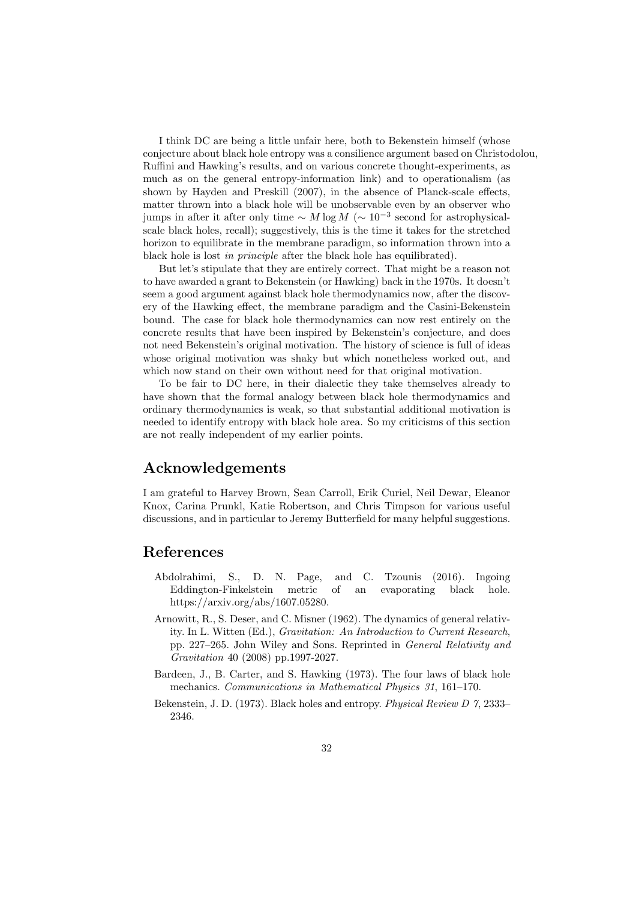I think DC are being a little unfair here, both to Bekenstein himself (whose conjecture about black hole entropy was a consilience argument based on Christodolou, Ruffini and Hawking's results, and on various concrete thought-experiments, as much as on the general entropy-information link) and to operationalism (as shown by Hayden and Preskill (2007), in the absence of Planck-scale effects, matter thrown into a black hole will be unobservable even by an observer who jumps in after it after only time $\sim M \log M$ ($\sim 10^{-3}$ second for astrophysical-scale black holes, recall); suggestively, this is the time it takes for the stretched horizon to equilibrate in the membrane paradigm, so information thrown into a black hole is lost *in principle* after the black hole has equilibrated).

But let's stipulate that they are entirely correct. That might be a reason not to have awarded a grant to Bekenstein (or Hawking) back in the 1970s. It doesn't seem a good argument against black hole thermodynamics now, after the discovery of the Hawking effect, the membrane paradigm and the Casini-Bekenstein bound. The case for black hole thermodynamics can now rest entirely on the concrete results that have been inspired by Bekenstein's conjecture, and does not need Bekenstein's original motivation. The history of science is full of ideas whose original motivation was shaky but which nonetheless worked out, and which now stand on their own without need for that original motivation.

To be fair to DC here, in their dialectic they take themselves already to have shown that the formal analogy between black hole thermodynamics and ordinary thermodynamics is weak, so that substantial additional motivation is needed to identify entropy with black hole area. So my criticisms of this section are not really independent of my earlier points.

## Acknowledgements

I am grateful to Harvey Brown, Sean Carroll, Erik Curiel, Neil Dewar, Eleanor Knox, Carina Prunkl, Katie Robertson, and Chris Timpson for various useful discussions, and in particular to Jeremy Butterfield for many helpful suggestions.

## References

Abdolrahimi, S., D. N. Page, and C. Tzounis (2016). Ingoing Eddington-Finkelstein metric of an evaporating black hole. https://arxiv.org/abs/1607.05280.

Arnowitt, R., S. Deser, and C. Misner (1962). The dynamics of general relativity. In L. Witten (Ed.), *Gravitation: An Introduction to Current Research*, pp. 227–265. John Wiley and Sons. Reprinted in *General Relativity and Gravitation* 40 (2008) pp.1997-2027.

Bardeen, J., B. Carter, and S. Hawking (1973). The four laws of black hole mechanics. *Communications in Mathematical Physics 31*, 161–170.

Bekenstein, J. D. (1973). Black holes and entropy. *Physical Review D 7*, 2333–2346.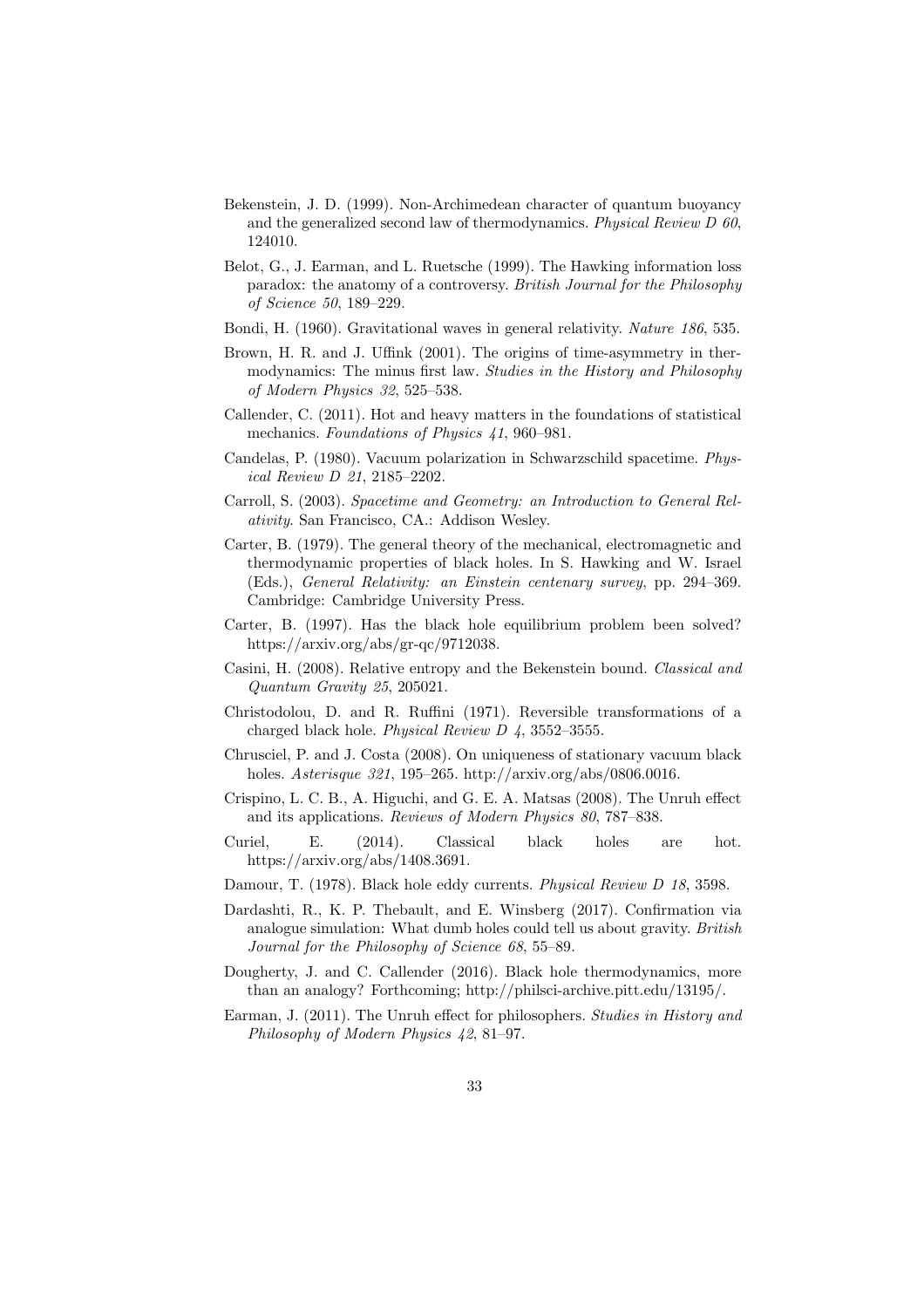Bekenstein, J. D. (1999). Non-Archimedean character of quantum buoyancy and the generalized second law of thermodynamics. *Physical Review D 60*, 124010.

Belot, G., J. Earman, and L. Ruetsche (1999). The Hawking information loss paradox: the anatomy of a controversy. *British Journal for the Philosophy of Science 50*, 189–229.

Bondi, H. (1960). Gravitational waves in general relativity. *Nature 186*, 535.

Brown, H. R. and J. Uffink (2001). The origins of time-asymmetry in thermodynamics: The minus first law. *Studies in the History and Philosophy of Modern Physics 32*, 525–538.

Callender, C. (2011). Hot and heavy matters in the foundations of statistical mechanics. *Foundations of Physics 41*, 960–981.

Candelas, P. (1980). Vacuum polarization in Schwarzschild spacetime. *Physical Review D 21*, 2185–2202.

Carroll, S. (2003). *Spacetime and Geometry: an Introduction to General Relativity*. San Francisco, CA.: Addison Wesley.

Carter, B. (1979). The general theory of the mechanical, electromagnetic and thermodynamic properties of black holes. In S. Hawking and W. Israel (Eds.), *General Relativity: an Einstein centenary survey*, pp. 294–369. Cambridge: Cambridge University Press.

Carter, B. (1997). Has the black hole equilibrium problem been solved? https://arxiv.org/abs/gr-qc/9712038.

Casini, H. (2008). Relative entropy and the Bekenstein bound. *Classical and Quantum Gravity 25*, 205021.

Christodolou, D. and R. Ruffini (1971). Reversible transformations of a charged black hole. *Physical Review D 4*, 3552–3555.

Chrusciel, P. and J. Costa (2008). On uniqueness of stationary vacuum black holes. *Asterisque 321*, 195–265. http://arxiv.org/abs/0806.0016.

Crispino, L. C. B., A. Higuchi, and G. E. A. Matsas (2008). The Unruh effect and its applications. *Reviews of Modern Physics 80*, 787–838.

Curiel, E. (2014). Classical black holes are hot. https://arxiv.org/abs/1408.3691.

Damour, T. (1978). Black hole eddy currents. *Physical Review D 18*, 3598.

Dardashti, R., K. P. Thebault, and E. Winsberg (2017). Confirmation via analogue simulation: What dumb holes could tell us about gravity. *British Journal for the Philosophy of Science 68*, 55–89.

Dougherty, J. and C. Callender (2016). Black hole thermodynamics, more than an analogy? Forthcoming; http://philsci-archive.pitt.edu/13195/.

Earman, J. (2011). The Unruh effect for philosophers. *Studies in History and Philosophy of Modern Physics 42*, 81–97.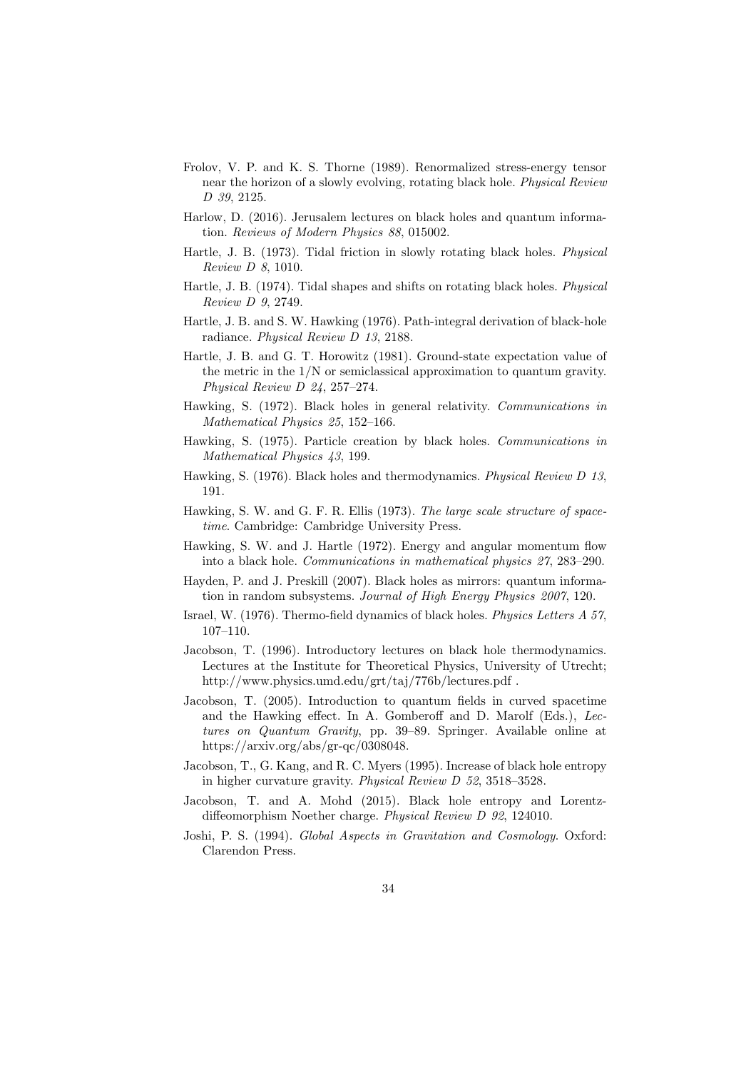Frolov, V. P. and K. S. Thorne (1989). Renormalized stress-energy tensor near the horizon of a slowly evolving, rotating black hole. *Physical Review D 39*, 2125.

Harlow, D. (2016). Jerusalem lectures on black holes and quantum information. *Reviews of Modern Physics 88*, 015002.

Hartle, J. B. (1973). Tidal friction in slowly rotating black holes. *Physical Review D 8*, 1010.

Hartle, J. B. (1974). Tidal shapes and shifts on rotating black holes. *Physical Review D 9*, 2749.

Hartle, J. B. and S. W. Hawking (1976). Path-integral derivation of black-hole radiance. *Physical Review D 13*, 2188.

Hartle, J. B. and G. T. Horowitz (1981). Ground-state expectation value of the metric in the 1/N or semiclassical approximation to quantum gravity. *Physical Review D 24*, 257–274.

Hawking, S. (1972). Black holes in general relativity. *Communications in Mathematical Physics 25*, 152–166.

Hawking, S. (1975). Particle creation by black holes. *Communications in Mathematical Physics 43*, 199.

Hawking, S. (1976). Black holes and thermodynamics. *Physical Review D 13*, 191.

Hawking, S. W. and G. F. R. Ellis (1973). *The large scale structure of space-time*. Cambridge: Cambridge University Press.

Hawking, S. W. and J. Hartle (1972). Energy and angular momentum flow into a black hole. *Communications in mathematical physics 27*, 283–290.

Hayden, P. and J. Preskill (2007). Black holes as mirrors: quantum information in random subsystems. *Journal of High Energy Physics 2007*, 120.

Israel, W. (1976). Thermo-field dynamics of black holes. *Physics Letters A 57*, 107–110.

Jacobson, T. (1996). Introductory lectures on black hole thermodynamics. Lectures at the Institute for Theoretical Physics, University of Utrecht; http://www.physics.umd.edu/grt/taj/776b/lectures.pdf .

Jacobson, T. (2005). Introduction to quantum fields in curved spacetime and the Hawking effect. In A. Gomberoff and D. Marolf (Eds.), *Lectures on Quantum Gravity*, pp. 39–89. Springer. Available online at https://arxiv.org/abs/gr-qc/0308048.

Jacobson, T., G. Kang, and R. C. Myers (1995). Increase of black hole entropy in higher curvature gravity. *Physical Review D 52*, 3518–3528.

Jacobson, T. and A. Mohd (2015). Black hole entropy and Lorentz-diffeomorphism Noether charge. *Physical Review D 92*, 124010.

Joshi, P. S. (1994). *Global Aspects in Gravitation and Cosmology*. Oxford: Clarendon Press.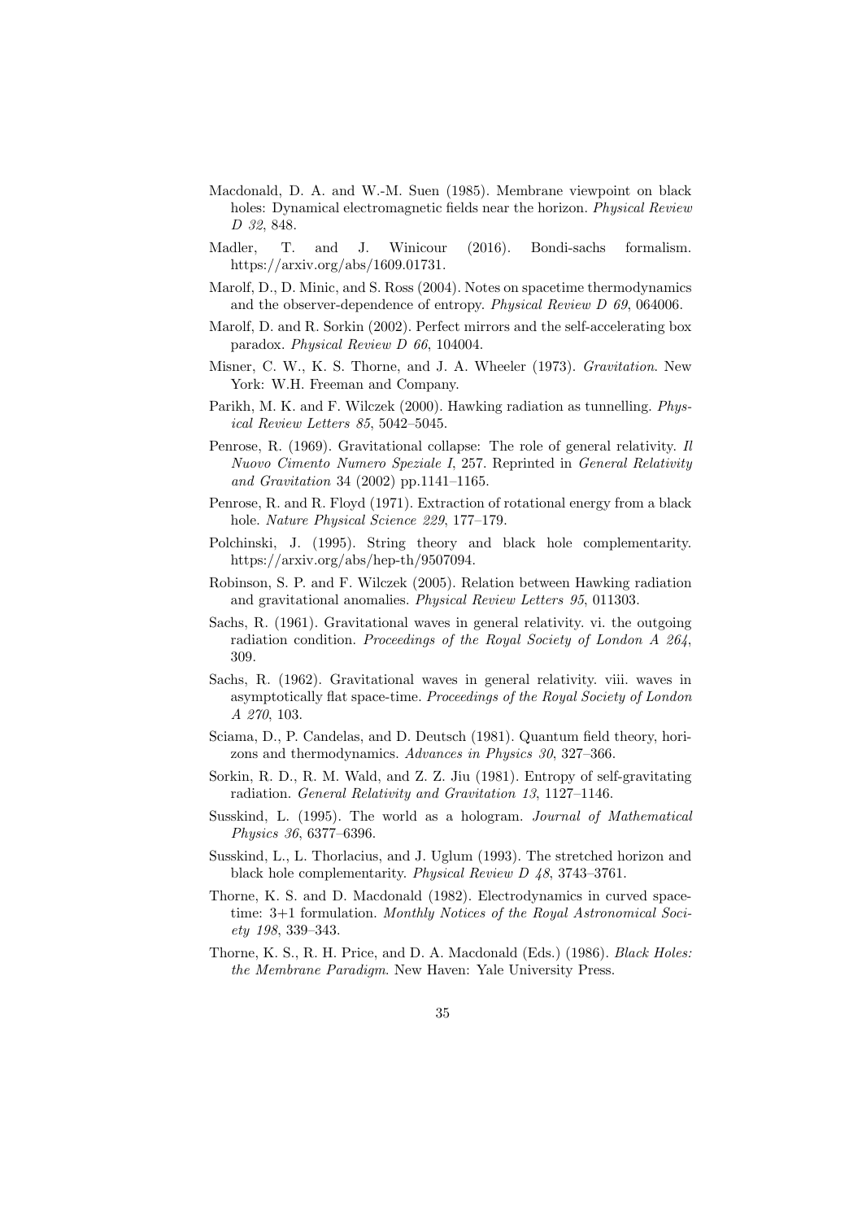Macdonald, D. A. and W.-M. Suen (1985). Membrane viewpoint on black holes: Dynamical electromagnetic fields near the horizon. *Physical Review D 32*, 848.

Madler, T. and J. Winicour (2016). Bondi-sachs formalism. https://arxiv.org/abs/1609.01731.

Marolf, D., D. Minic, and S. Ross (2004). Notes on spacetime thermodynamics and the observer-dependence of entropy. *Physical Review D 69*, 064006.

Marolf, D. and R. Sorkin (2002). Perfect mirrors and the self-accelerating box paradox. *Physical Review D 66*, 104004.

Misner, C. W., K. S. Thorne, and J. A. Wheeler (1973). *Gravitation*. New York: W.H. Freeman and Company.

Parikh, M. K. and F. Wilczek (2000). Hawking radiation as tunnelling. *Physical Review Letters 85*, 5042–5045.

Penrose, R. (1969). Gravitational collapse: The role of general relativity. *Il Nuovo Cimento Numero Speziale I*, 257. Reprinted in *General Relativity and Gravitation* 34 (2002) pp.1141–1165.

Penrose, R. and R. Floyd (1971). Extraction of rotational energy from a black hole. *Nature Physical Science 229*, 177–179.

Polchinski, J. (1995). String theory and black hole complementarity. https://arxiv.org/abs/hep-th/9507094.

Robinson, S. P. and F. Wilczek (2005). Relation between Hawking radiation and gravitational anomalies. *Physical Review Letters 95*, 011303.

Sachs, R. (1961). Gravitational waves in general relativity. vi. the outgoing radiation condition. *Proceedings of the Royal Society of London A 264*, 309.

Sachs, R. (1962). Gravitational waves in general relativity. viii. waves in asymptotically flat space-time. *Proceedings of the Royal Society of London A 270*, 103.

Sciama, D., P. Candelas, and D. Deutsch (1981). Quantum field theory, horizons and thermodynamics. *Advances in Physics 30*, 327–366.

Sorkin, R. D., R. M. Wald, and Z. Z. Jiu (1981). Entropy of self-gravitating radiation. *General Relativity and Gravitation 13*, 1127–1146.

Susskind, L. (1995). The world as a hologram. *Journal of Mathematical Physics 36*, 6377–6396.

Susskind, L., L. Thorlacius, and J. Uglum (1993). The stretched horizon and black hole complementarity. *Physical Review D 48*, 3743–3761.

Thorne, K. S. and D. Macdonald (1982). Electrodynamics in curved spacetime: 3+1 formulation. *Monthly Notices of the Royal Astronomical Society 198*, 339–343.

Thorne, K. S., R. H. Price, and D. A. Macdonald (Eds.) (1986). *Black Holes: the Membrane Paradigm*. New Haven: Yale University Press.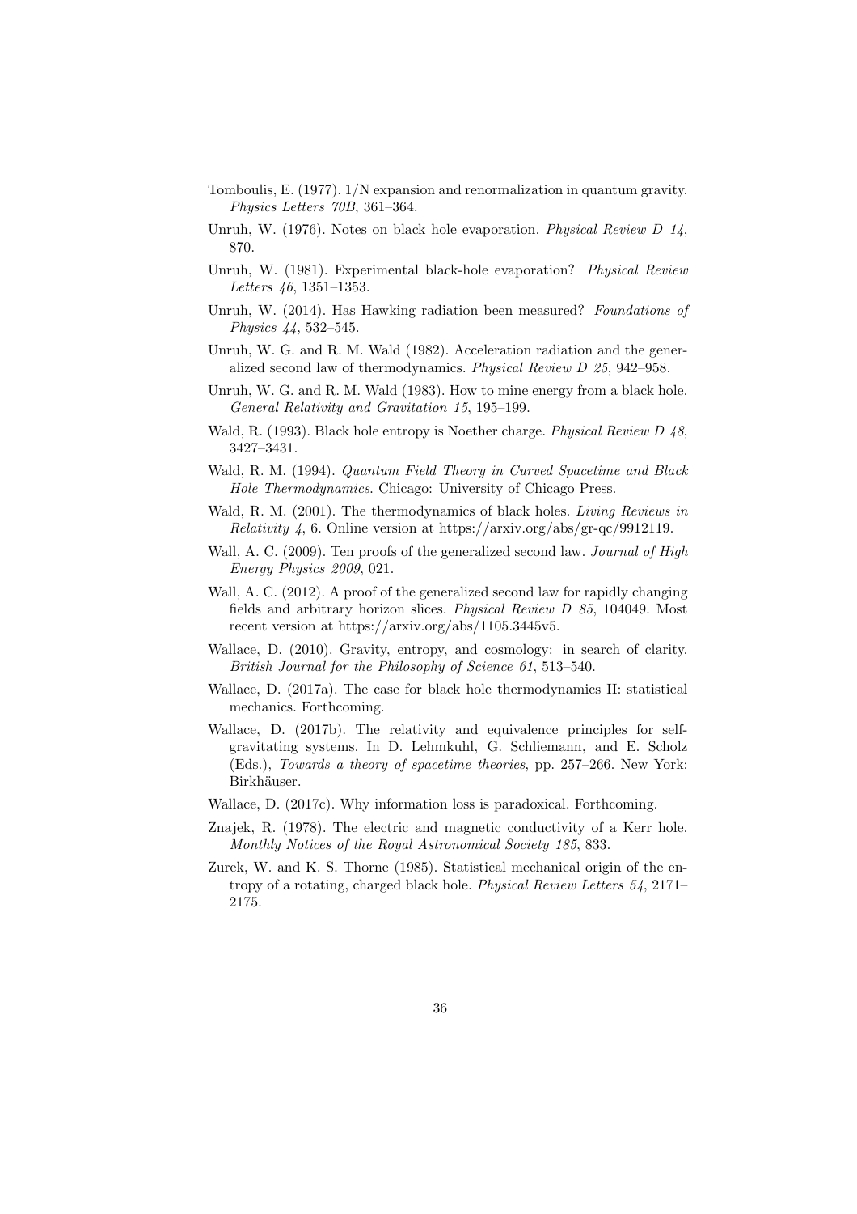Tomboulis, E. (1977). 1/N expansion and renormalization in quantum gravity. *Physics Letters 70B*, 361–364.

Unruh, W. (1976). Notes on black hole evaporation. *Physical Review D 14*, 870.

Unruh, W. (1981). Experimental black-hole evaporation? *Physical Review Letters 46*, 1351–1353.

Unruh, W. (2014). Has Hawking radiation been measured? *Foundations of Physics 44*, 532–545.

Unruh, W. G. and R. M. Wald (1982). Acceleration radiation and the generalized second law of thermodynamics. *Physical Review D 25*, 942–958.

Unruh, W. G. and R. M. Wald (1983). How to mine energy from a black hole. *General Relativity and Gravitation 15*, 195–199.

Wald, R. (1993). Black hole entropy is Noether charge. *Physical Review D 48*, 3427–3431.

Wald, R. M. (1994). *Quantum Field Theory in Curved Spacetime and Black Hole Thermodynamics*. Chicago: University of Chicago Press.

Wald, R. M. (2001). The thermodynamics of black holes. *Living Reviews in Relativity 4*, 6. Online version at https://arxiv.org/abs/gr-qc/9912119.

Wall, A. C. (2009). Ten proofs of the generalized second law. *Journal of High Energy Physics 2009*, 021.

Wall, A. C. (2012). A proof of the generalized second law for rapidly changing fields and arbitrary horizon slices. *Physical Review D 85*, 104049. Most recent version at https://arxiv.org/abs/1105.3445v5.

Wallace, D. (2010). Gravity, entropy, and cosmology: in search of clarity. *British Journal for the Philosophy of Science 61*, 513–540.

Wallace, D. (2017a). The case for black hole thermodynamics II: statistical mechanics. Forthcoming.

Wallace, D. (2017b). The relativity and equivalence principles for self-gravitating systems. In D. Lehmkuhl, G. Schliemann, and E. Scholz (Eds.), *Towards a theory of spacetime theories*, pp. 257–266. New York: Birkhäuser.

Wallace, D. (2017c). Why information loss is paradoxical. Forthcoming.

Znajek, R. (1978). The electric and magnetic conductivity of a Kerr hole. *Monthly Notices of the Royal Astronomical Society 185*, 833.

Zurek, W. and K. S. Thorne (1985). Statistical mechanical origin of the entropy of a rotating, charged black hole. *Physical Review Letters 54*, 2171–2175.